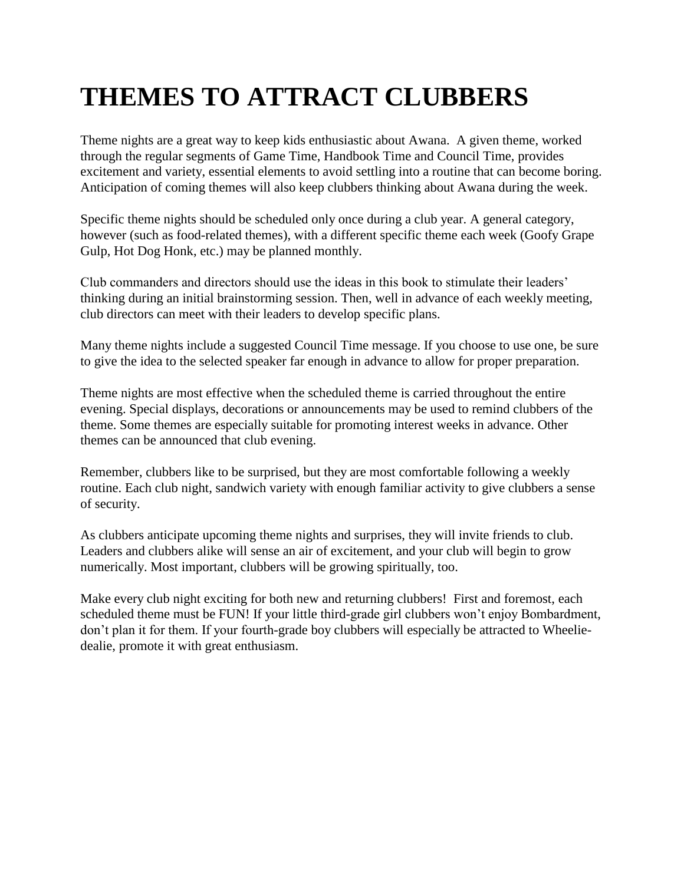# THEMES TO ATTRACT CLUBBERS

Theme nights are a great way to keep kids enthusiastic about Awana. A given theme, worked through the regular segments of Game Time, Handbook Time and Council Time, provides excitement and variety, essential elements to avoid settling into a routine that can become boring. Anticipation of coming themes will also keep clubbers thinking about Awana during the week.

Specific theme nights should be scheduled only once during a club year. A general category, however (such as food-related themes), with a different specific theme each week (Goofy Grape Gulp, Hot Dog Honk, etc.) may be planned monthly.

Club commanders and directors should use the ideas in this book to stimulate their leaders' thinking during an initial brainstorming session. Then, well in advance of each weekly meeting, club directors can meet with their leaders to develop specific plans.

Many theme nights include a suggested Council Time message. If you choose to use one, be sure to give the idea to the selected speaker far enough in advance to allow for proper preparation.

Theme nights are most effective when the scheduled theme is carried throughout the entire evening. Special displays, decorations or announcements may be used to remind clubbers of the theme. Some themes are especially suitable for promoting interest weeks in advance. Other themes can be announced that club evening.

Remember, clubbers like to be surprised, but they are most comfortable following a weekly routine. Each club night, sandwich variety with enough familiar activity to give clubbers a sense of security.

As clubbers anticipate upcoming theme nights and surprises, they will invite friends to club. Leaders and clubbers alike will sense an air of excitement, and your club will begin to grow numerically. Most important, clubbers will be growing spiritually, too.

Make every club night exciting for both new and returning clubbers! First and foremost, each scheduled theme must be FUN! If your little third-grade girl clubbers won't enjoy Bombardment, don't plan it for them. If your fourth-grade boy clubbers will especially be attracted to Wheelie-dealie, promote it with great enthusiasm.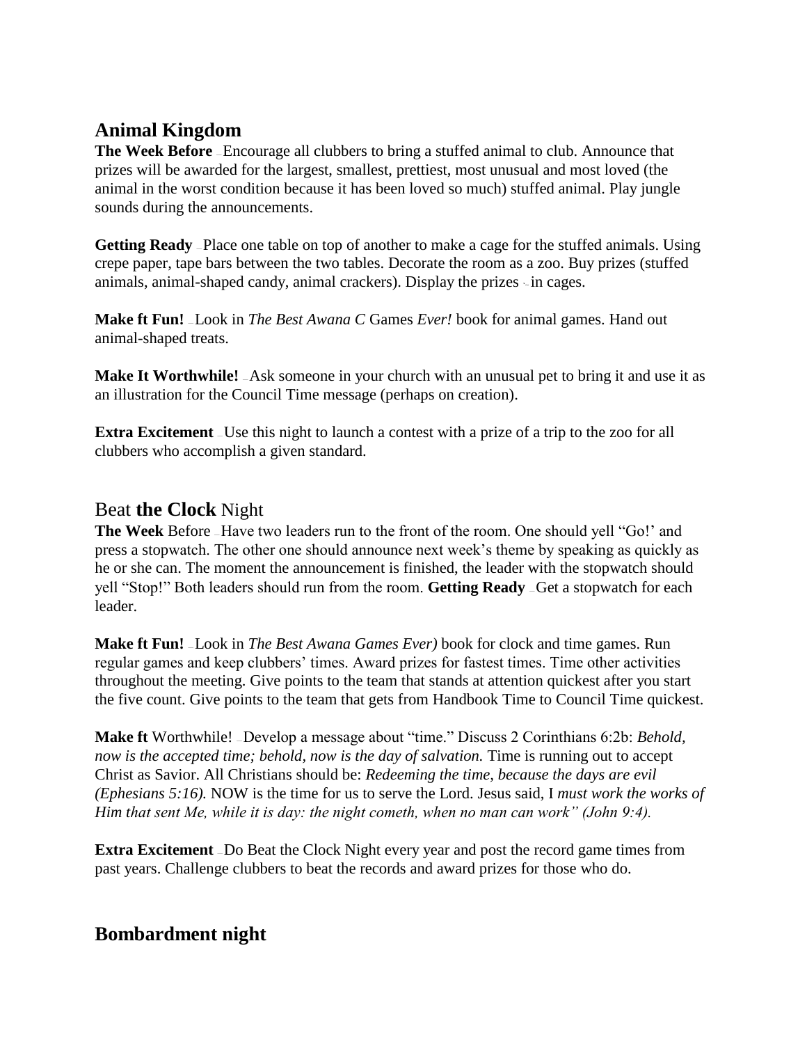## Animal Kingdom

**The Week Before** – Encourage all clubbers to bring a stuffed animal to club. Announce that prizes will be awarded for the largest, smallest, prettiest, most unusual and most loved (the animal in the worst condition because it has been loved so much) stuffed animal. Play jungle sounds during the announcements.

**Getting Ready** – Place one table on top of another to make a cage for the stuffed animals. Using crepe paper, tape bars between the two tables. Decorate the room as a zoo. Buy prizes (stuffed animals, animal-shaped candy, animal crackers). Display the prizes – in cages.

**Make ft Fun!** – Look in *The Best Awana C* Games *Ever!* book for animal games. Hand out animal-shaped treats.

**Make It Worthwhile!** – Ask someone in your church with an unusual pet to bring it and use it as an illustration for the Council Time message (perhaps on creation).

**Extra Excitement** – Use this night to launch a contest with a prize of a trip to the zoo for all clubbers who accomplish a given standard.

## Beat **the Clock** Night

**The Week** Before – Have two leaders run to the front of the room. One should yell "Go!' and press a stopwatch. The other one should announce next week's theme by speaking as quickly as he or she can. The moment the announcement is finished, the leader with the stopwatch should yell "Stop!" Both leaders should run from the room. **Getting Ready** – Get a stopwatch for each leader.

**Make ft Fun!** – Look in *The Best Awana Games Ever)* book for clock and time games. Run regular games and keep clubbers' times. Award prizes for fastest times. Time other activities throughout the meeting. Give points to the team that stands at attention quickest after you start the five count. Give points to the team that gets from Handbook Time to Council Time quickest.

**Make ft** Worthwhile! – Develop a message about "time." Discuss 2 Corinthians 6:2b: *Behold, now is the accepted time; behold, now is the day of salvation.* Time is running out to accept Christ as Savior. All Christians should be: *Redeeming the time, because the days are evil (Ephesians 5:16).* NOW is the time for us to serve the Lord. Jesus said, I *must work the works of Him that sent Me, while it is day: the night cometh, when no man can work" (John 9:4).*

**Extra Excitement** – Do Beat the Clock Night every year and post the record game times from past years. Challenge clubbers to beat the records and award prizes for those who do.

## Bombardment night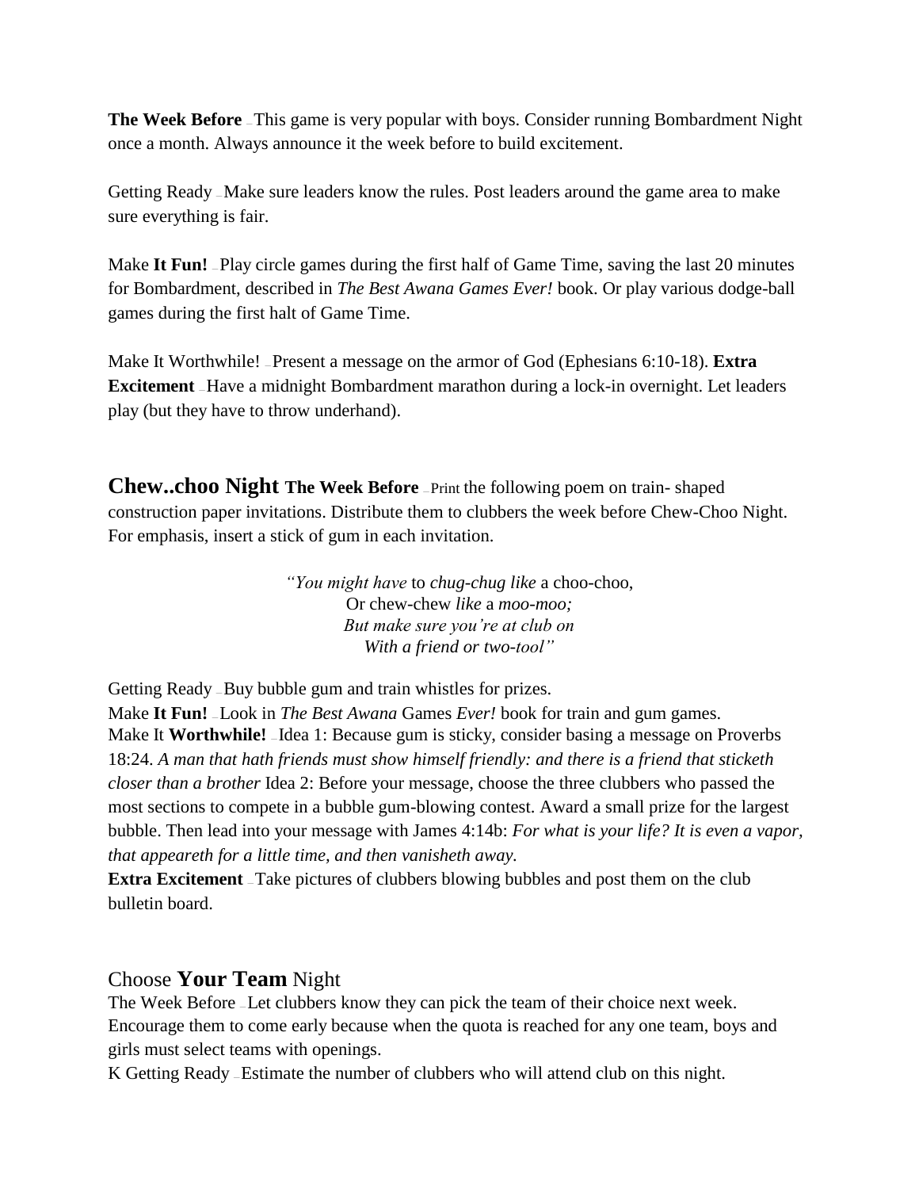**The Week Before** – This game is very popular with boys. Consider running Bombardment Night once a month. Always announce it the week before to build excitement.

Getting Ready – Make sure leaders know the rules. Post leaders around the game area to make sure everything is fair.

Make **It Fun!** – Play circle games during the first half of Game Time, saving the last 20 minutes for Bombardment, described in *The Best Awana Games Ever!* book. Or play various dodge-ball games during the first halt of Game Time.

Make It Worthwhile! – Present a message on the armor of God (Ephesians 6:10-18). **Extra Excitement** – Have a midnight Bombardment marathon during a lock-in overnight. Let leaders play (but they have to throw underhand).

## Chew..choo Night

**The Week Before** – Print the following poem on train- shaped construction paper invitations. Distribute them to clubbers the week before Chew-Choo Night. For emphasis, insert a stick of gum in each invitation.

*"You might have* to *chug-chug like* a choo-choo,
Or chew-chew *like* a *moo-moo;*
*But make sure you're at club on*
*With a friend or two-tool"*

Getting Ready – Buy bubble gum and train whistles for prizes.
Make **It Fun!** – Look in *The Best Awana* Games *Ever!* book for train and gum games.
Make It **Worthwhile!** – Idea 1: Because gum is sticky, consider basing a message on Proverbs 18:24. *A man that hath friends must show himself friendly: and there is a friend that sticketh closer than a brother* Idea 2: Before your message, choose the three clubbers who passed the most sections to compete in a bubble gum-blowing contest. Award a small prize for the largest bubble. Then lead into your message with James 4:14b: *For what is your life? It is even a vapor, that appeareth for a little time, and then vanisheth away.*
**Extra Excitement** – Take pictures of clubbers blowing bubbles and post them on the club bulletin board.

## Choose **Your Team** Night

The Week Before – Let clubbers know they can pick the team of their choice next week. Encourage them to come early because when the quota is reached for any one team, boys and girls must select teams with openings.
K Getting Ready – Estimate the number of clubbers who will attend club on this night.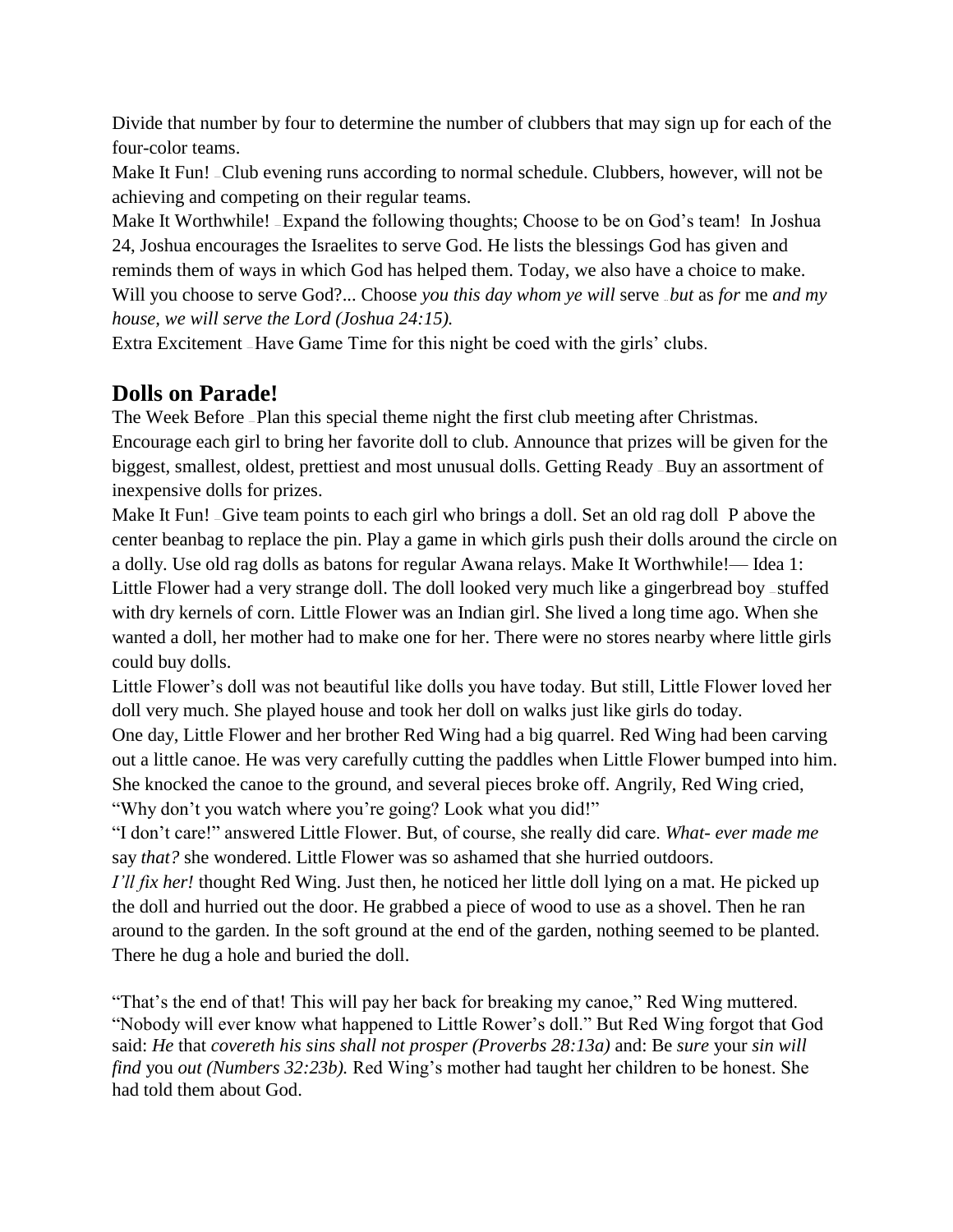Divide that number by four to determine the number of clubbers that may sign up for each of the four-color teams.

Make It Fun! — Club evening runs according to normal schedule. Clubbers, however, will not be achieving and competing on their regular teams.

Make It Worthwhile! — Expand the following thoughts; Choose to be on God's team! In Joshua 24, Joshua encourages the Israelites to serve God. He lists the blessings God has given and reminds them of ways in which God has helped them. Today, we also have a choice to make. Will you choose to serve God?... Choose *you this day whom ye will* serve — *but* as *for* me *and my house, we will serve the Lord (Joshua 24:15).*

Extra Excitement — Have Game Time for this night be coed with the girls' clubs.

## Dolls on Parade!

The Week Before — Plan this special theme night the first club meeting after Christmas. Encourage each girl to bring her favorite doll to club. Announce that prizes will be given for the biggest, smallest, oldest, prettiest and most unusual dolls. Getting Ready — Buy an assortment of inexpensive dolls for prizes.

Make It Fun! — Give team points to each girl who brings a doll. Set an old rag doll P above the center beanbag to replace the pin. Play a game in which girls push their dolls around the circle on a dolly. Use old rag dolls as batons for regular Awana relays. Make It Worthwhile!— Idea 1: Little Flower had a very strange doll. The doll looked very much like a gingerbread boy — stuffed with dry kernels of corn. Little Flower was an Indian girl. She lived a long time ago. When she wanted a doll, her mother had to make one for her. There were no stores nearby where little girls could buy dolls.

Little Flower's doll was not beautiful like dolls you have today. But still, Little Flower loved her doll very much. She played house and took her doll on walks just like girls do today.

One day, Little Flower and her brother Red Wing had a big quarrel. Red Wing had been carving out a little canoe. He was very carefully cutting the paddles when Little Flower bumped into him. She knocked the canoe to the ground, and several pieces broke off. Angrily, Red Wing cried, "Why don't you watch where you're going? Look what you did!"

"I don't care!" answered Little Flower. But, of course, she really did care. *What- ever made me* say *that?* she wondered. Little Flower was so ashamed that she hurried outdoors.

*I'll fix her!* thought Red Wing. Just then, he noticed her little doll lying on a mat. He picked up the doll and hurried out the door. He grabbed a piece of wood to use as a shovel. Then he ran around to the garden. In the soft ground at the end of the garden, nothing seemed to be planted. There he dug a hole and buried the doll.

"That's the end of that! This will pay her back for breaking my canoe," Red Wing muttered. "Nobody will ever know what happened to Little Rower's doll." But Red Wing forgot that God said: *He* that *covereth his sins shall not prosper (Proverbs 28:13a)* and: Be *sure* your *sin will find* you *out (Numbers 32:23b).* Red Wing's mother had taught her children to be honest. She had told them about God.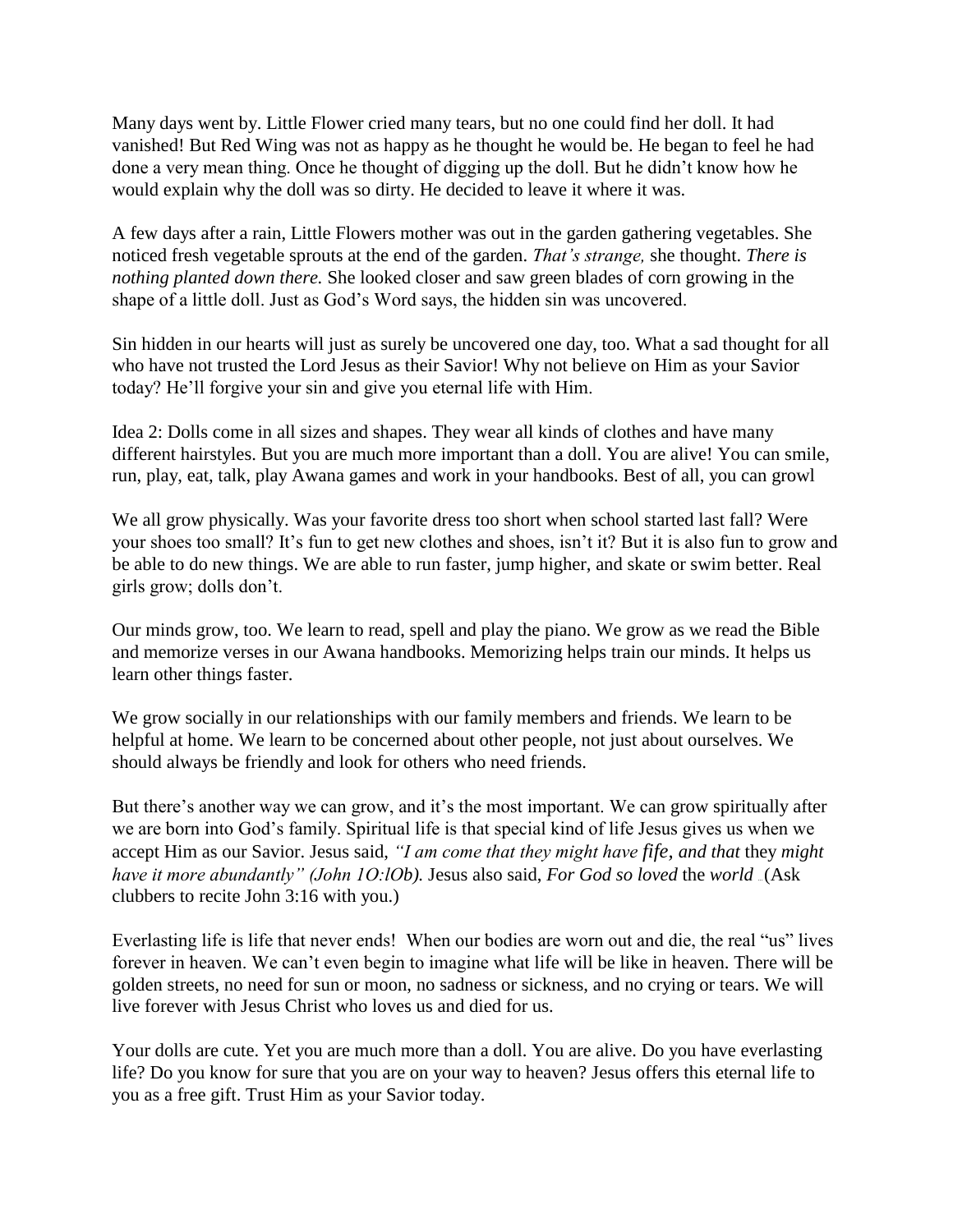Many days went by. Little Flower cried many tears, but no one could find her doll. It had vanished! But Red Wing was not as happy as he thought he would be. He began to feel he had done a very mean thing. Once he thought of digging up the doll. But he didn't know how he would explain why the doll was so dirty. He decided to leave it where it was.

A few days after a rain, Little Flowers mother was out in the garden gathering vegetables. She noticed fresh vegetable sprouts at the end of the garden. *That's strange,* she thought. *There is nothing planted down there.* She looked closer and saw green blades of corn growing in the shape of a little doll. Just as God's Word says, the hidden sin was uncovered.

Sin hidden in our hearts will just as surely be uncovered one day, too. What a sad thought for all who have not trusted the Lord Jesus as their Savior! Why not believe on Him as your Savior today? He'll forgive your sin and give you eternal life with Him.

Idea 2: Dolls come in all sizes and shapes. They wear all kinds of clothes and have many different hairstyles. But you are much more important than a doll. You are alive! You can smile, run, play, eat, talk, play Awana games and work in your handbooks. Best of all, you can growl

We all grow physically. Was your favorite dress too short when school started last fall? Were your shoes too small? It's fun to get new clothes and shoes, isn't it? But it is also fun to grow and be able to do new things. We are able to run faster, jump higher, and skate or swim better. Real girls grow; dolls don't.

Our minds grow, too. We learn to read, spell and play the piano. We grow as we read the Bible and memorize verses in our Awana handbooks. Memorizing helps train our minds. It helps us learn other things faster.

We grow socially in our relationships with our family members and friends. We learn to be helpful at home. We learn to be concerned about other people, not just about ourselves. We should always be friendly and look for others who need friends.

But there's another way we can grow, and it's the most important. We can grow spiritually after we are born into God's family. Spiritual life is that special kind of life Jesus gives us when we accept Him as our Savior. Jesus said, *"I am come that they might have fife, and that* they *might have it more abundantly" (John 1O:lOb).* Jesus also said, *For God so loved* the *world* ...(Ask clubbers to recite John 3:16 with you.)

Everlasting life is life that never ends! When our bodies are worn out and die, the real "us" lives forever in heaven. We can't even begin to imagine what life will be like in heaven. There will be golden streets, no need for sun or moon, no sadness or sickness, and no crying or tears. We will live forever with Jesus Christ who loves us and died for us.

Your dolls are cute. Yet you are much more than a doll. You are alive. Do you have everlasting life? Do you know for sure that you are on your way to heaven? Jesus offers this eternal life to you as a free gift. Trust Him as your Savior today.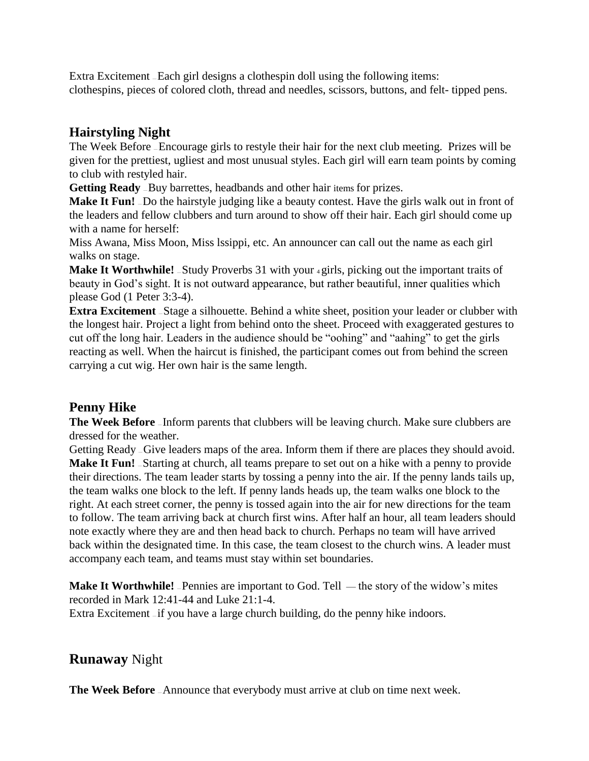Extra Excitement – Each girl designs a clothespin doll using the following items: clothespins, pieces of colored cloth, thread and needles, scissors, buttons, and felt- tipped pens.

## Hairstyling Night

The Week Before – Encourage girls to restyle their hair for the next club meeting. Prizes will be given for the prettiest, ugliest and most unusual styles. Each girl will earn team points by coming to club with restyled hair.

**Getting Ready** – Buy barrettes, headbands and other hair items for prizes.

**Make It Fun!** – Do the hairstyle judging like a beauty contest. Have the girls walk out in front of the leaders and fellow clubbers and turn around to show off their hair. Each girl should come up with a name for herself:

Miss Awana, Miss Moon, Miss lssippi, etc. An announcer can call out the name as each girl walks on stage.

**Make It Worthwhile!** – Study Proverbs 31 with your 4 girls, picking out the important traits of beauty in God's sight. It is not outward appearance, but rather beautiful, inner qualities which please God (1 Peter 3:3-4).

**Extra Excitement** – Stage a silhouette. Behind a white sheet, position your leader or clubber with the longest hair. Project a light from behind onto the sheet. Proceed with exaggerated gestures to cut off the long hair. Leaders in the audience should be "oohing" and "aahing" to get the girls reacting as well. When the haircut is finished, the participant comes out from behind the screen carrying a cut wig. Her own hair is the same length.

## Penny Hike

**The Week Before** – Inform parents that clubbers will be leaving church. Make sure clubbers are dressed for the weather.

Getting Ready – Give leaders maps of the area. Inform them if there are places they should avoid.

**Make It Fun!** – Starting at church, all teams prepare to set out on a hike with a penny to provide their directions. The team leader starts by tossing a penny into the air. If the penny lands tails up, the team walks one block to the left. If penny lands heads up, the team walks one block to the right. At each street corner, the penny is tossed again into the air for new directions for the team to follow. The team arriving back at church first wins. After half an hour, all team leaders should note exactly where they are and then head back to church. Perhaps no team will have arrived back within the designated time. In this case, the team closest to the church wins. A leader must accompany each team, and teams must stay within set boundaries.

**Make It Worthwhile!** – Pennies are important to God. Tell — the story of the widow's mites recorded in Mark 12:41-44 and Luke 21:1-4.

Extra Excitement – if you have a large church building, do the penny hike indoors.

## **Runaway** Night

**The Week Before** – Announce that everybody must arrive at club on time next week.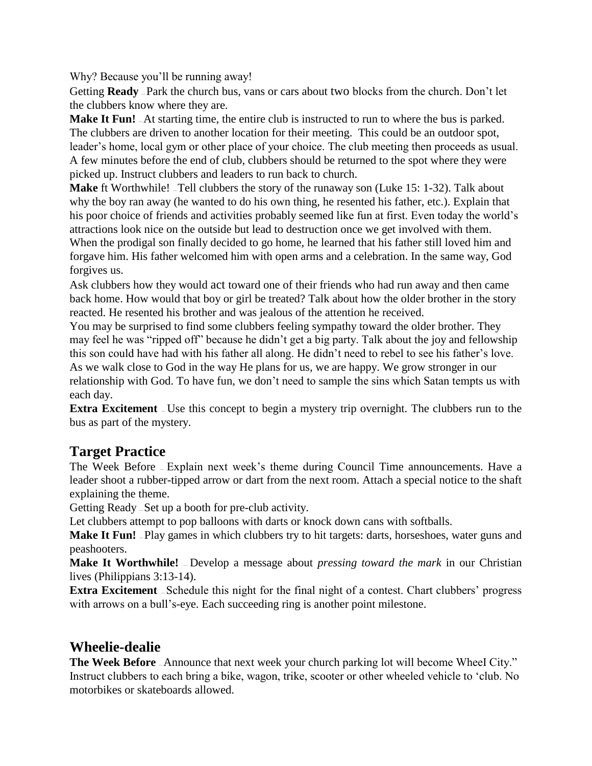Why? Because you'll be running away!

Getting **Ready** – Park the church bus, vans or cars about two blocks from the church. Don't let the clubbers know where they are.

**Make It Fun!** – At starting time, the entire club is instructed to run to where the bus is parked. The clubbers are driven to another location for their meeting. This could be an outdoor spot, leader's home, local gym or other place of your choice. The club meeting then proceeds as usual. A few minutes before the end of club, clubbers should be returned to the spot where they were picked up. Instruct clubbers and leaders to run back to church.

**Make** ft Worthwhile! – Tell clubbers the story of the runaway son (Luke 15: 1-32). Talk about why the boy ran away (he wanted to do his own thing, he resented his father, etc.). Explain that his poor choice of friends and activities probably seemed like fun at first. Even today the world's attractions look nice on the outside but lead to destruction once we get involved with them. When the prodigal son finally decided to go home, he learned that his father still loved him and forgave him. His father welcomed him with open arms and a celebration. In the same way, God forgives us.

Ask clubbers how they would act toward one of their friends who had run away and then came back home. How would that boy or girl be treated? Talk about how the older brother in the story reacted. He resented his brother and was jealous of the attention he received.

You may be surprised to find some clubbers feeling sympathy toward the older brother. They may feel he was "ripped off" because he didn't get a big party. Talk about the joy and fellowship this son could have had with his father all along. He didn't need to rebel to see his father's love. As we walk close to God in the way He plans for us, we are happy. We grow stronger in our relationship with God. To have fun, we don't need to sample the sins which Satan tempts us with each day.

**Extra Excitement** – Use this concept to begin a mystery trip overnight. The clubbers run to the bus as part of the mystery.

## Target Practice

The Week Before – Explain next week's theme during Council Time announcements. Have a leader shoot a rubber-tipped arrow or dart from the next room. Attach a special notice to the shaft explaining the theme.

Getting Ready – Set up a booth for pre-club activity.

Let clubbers attempt to pop balloons with darts or knock down cans with softballs.

**Make It Fun!** – Play games in which clubbers try to hit targets: darts, horseshoes, water guns and peashooters.

**Make It Worthwhile!** – Develop a message about *pressing toward the mark* in our Christian lives (Philippians 3:13-14).

**Extra Excitement** – Schedule this night for the final night of a contest. Chart clubbers' progress with arrows on a bull's-eye. Each succeeding ring is another point milestone.

## Wheelie-dealie

**The Week Before** – Announce that next week your church parking lot will become WheeI City." Instruct clubbers to each bring a bike, wagon, trike, scooter or other wheeled vehicle to 'club. No motorbikes or skateboards allowed.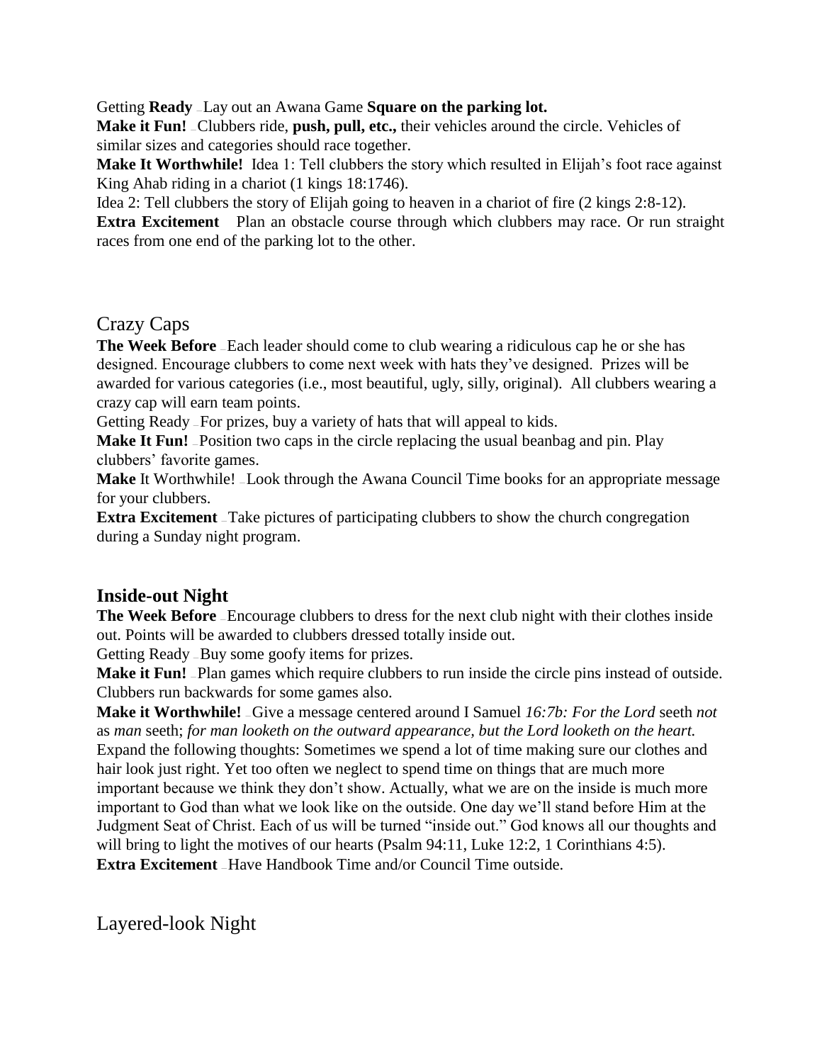Getting **Ready** – Lay out an Awana Game **Square on the parking lot.**
**Make it Fun!** – Clubbers ride, **push, pull, etc.,** their vehicles around the circle. Vehicles of similar sizes and categories should race together.
**Make It Worthwhile!** Idea 1: Tell clubbers the story which resulted in Elijah's foot race against King Ahab riding in a chariot (1 kings 18:1746).
Idea 2: Tell clubbers the story of Elijah going to heaven in a chariot of fire (2 kings 2:8-12).
**Extra Excitement** Plan an obstacle course through which clubbers may race. Or run straight races from one end of the parking lot to the other.

## Crazy Caps

**The Week Before** – Each leader should come to club wearing a ridiculous cap he or she has designed. Encourage clubbers to come next week with hats they've designed. Prizes will be awarded for various categories (i.e., most beautiful, ugly, silly, original). All clubbers wearing a crazy cap will earn team points.
Getting Ready – For prizes, buy a variety of hats that will appeal to kids.
**Make It Fun!** – Position two caps in the circle replacing the usual beanbag and pin. Play clubbers' favorite games.
**Make** It Worthwhile! – Look through the Awana Council Time books for an appropriate message for your clubbers.
**Extra Excitement** – Take pictures of participating clubbers to show the church congregation during a Sunday night program.

## **Inside-out Night**

**The Week Before** – Encourage clubbers to dress for the next club night with their clothes inside out. Points will be awarded to clubbers dressed totally inside out.
Getting Ready – Buy some goofy items for prizes.
**Make it Fun!** – Plan games which require clubbers to run inside the circle pins instead of outside. Clubbers run backwards for some games also.
**Make it Worthwhile!** – Give a message centered around I Samuel *16:7b: For the Lord* seeth *not* as *man* seeth; *for man looketh on the outward appearance, but the Lord looketh on the heart.* Expand the following thoughts: Sometimes we spend a lot of time making sure our clothes and hair look just right. Yet too often we neglect to spend time on things that are much more important because we think they don't show. Actually, what we are on the inside is much more important to God than what we look like on the outside. One day we'll stand before Him at the Judgment Seat of Christ. Each of us will be turned "inside out." God knows all our thoughts and will bring to light the motives of our hearts (Psalm 94:11, Luke 12:2, 1 Corinthians 4:5).
**Extra Excitement** – Have Handbook Time and/or Council Time outside.

## Layered-look Night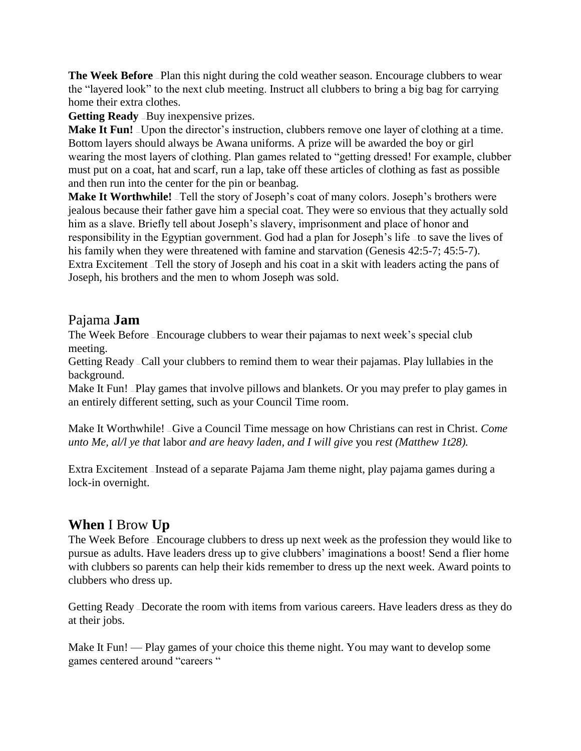**The Week Before** – Plan this night during the cold weather season. Encourage clubbers to wear the "layered look" to the next club meeting. Instruct all clubbers to bring a big bag for carrying home their extra clothes.

**Getting Ready** – Buy inexpensive prizes.

**Make It Fun!** – Upon the director's instruction, clubbers remove one layer of clothing at a time. Bottom layers should always be Awana uniforms. A prize will be awarded the boy or girl wearing the most layers of clothing. Plan games related to "getting dressed! For example, clubber must put on a coat, hat and scarf, run a lap, take off these articles of clothing as fast as possible and then run into the center for the pin or beanbag.

**Make It Worthwhile!** – Tell the story of Joseph's coat of many colors. Joseph's brothers were jealous because their father gave him a special coat. They were so envious that they actually sold him as a slave. Briefly tell about Joseph's slavery, imprisonment and place of honor and responsibility in the Egyptian government. God had a plan for Joseph's life – to save the lives of his family when they were threatened with famine and starvation (Genesis 42:5-7; 45:5-7).

Extra Excitement – Tell the story of Joseph and his coat in a skit with leaders acting the pans of Joseph, his brothers and the men to whom Joseph was sold.

## Pajama **Jam**

The Week Before – Encourage clubbers to wear their pajamas to next week's special club meeting.

Getting Ready – Call your clubbers to remind them to wear their pajamas. Play lullabies in the background.

Make It Fun! – Play games that involve pillows and blankets. Or you may prefer to play games in an entirely different setting, such as your Council Time room.

Make It Worthwhile! – Give a Council Time message on how Christians can rest in Christ. *Come unto Me, al/l ye that* labor *and are heavy laden, and I will give* you *rest (Matthew 1t28).*

Extra Excitement – Instead of a separate Pajama Jam theme night, play pajama games during a lock-in overnight.

## **When** I Brow **Up**

The Week Before – Encourage clubbers to dress up next week as the profession they would like to pursue as adults. Have leaders dress up to give clubbers' imaginations a boost! Send a flier home with clubbers so parents can help their kids remember to dress up the next week. Award points to clubbers who dress up.

Getting Ready – Decorate the room with items from various careers. Have leaders dress as they do at their jobs.

Make It Fun! — Play games of your choice this theme night. You may want to develop some games centered around "careers "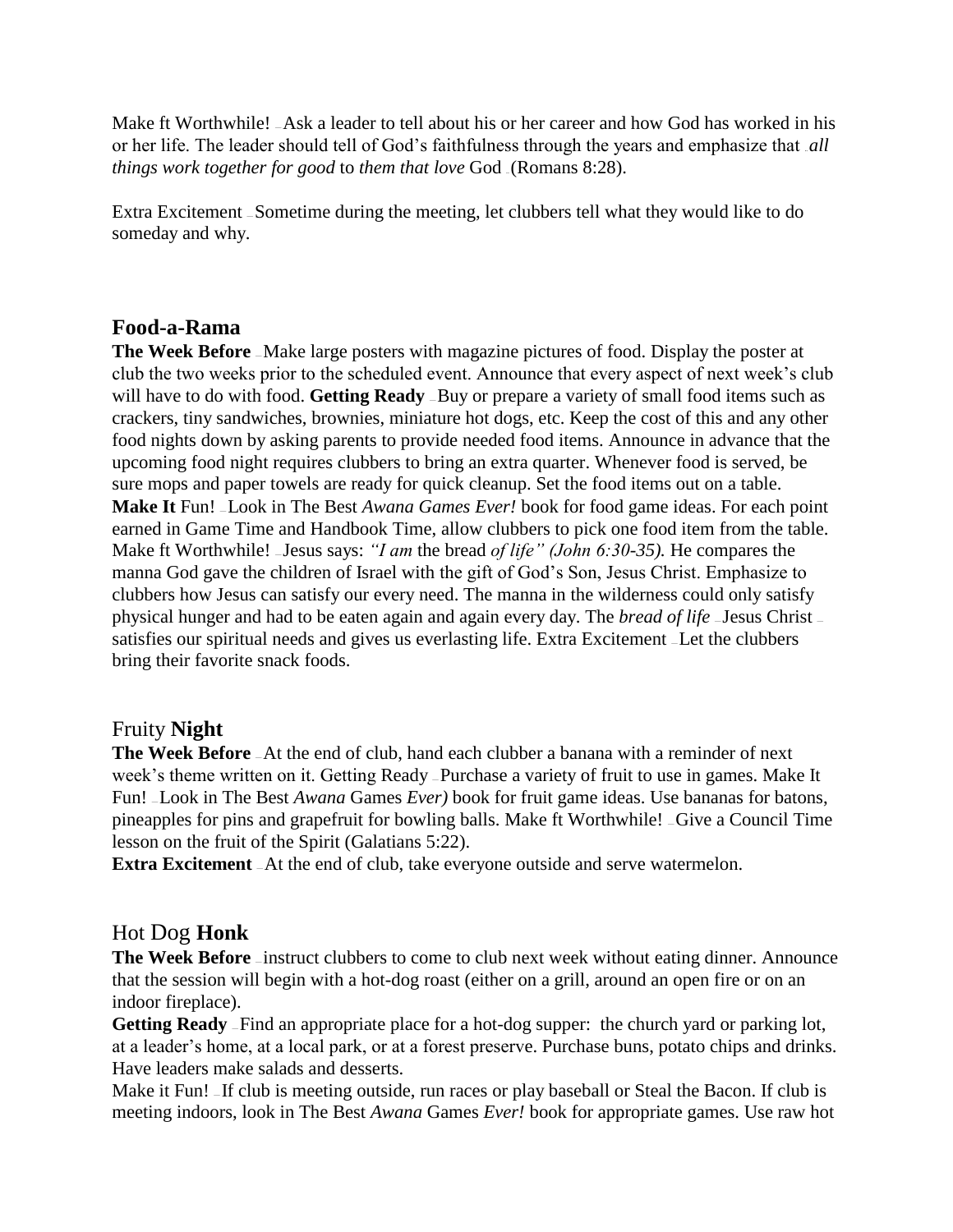Make ft Worthwhile! – Ask a leader to tell about his or her career and how God has worked in his or her life. The leader should tell of God's faithfulness through the years and emphasize that *all things work together for good* to *them that love* God (Romans 8:28).

Extra Excitement – Sometime during the meeting, let clubbers tell what they would like to do someday and why.

## Food-a-Rama

**The Week Before** – Make large posters with magazine pictures of food. Display the poster at club the two weeks prior to the scheduled event. Announce that every aspect of next week's club will have to do with food. **Getting Ready** – Buy or prepare a variety of small food items such as crackers, tiny sandwiches, brownies, miniature hot dogs, etc. Keep the cost of this and any other food nights down by asking parents to provide needed food items. Announce in advance that the upcoming food night requires clubbers to bring an extra quarter. Whenever food is served, be sure mops and paper towels are ready for quick cleanup. Set the food items out on a table. **Make It** Fun! – Look in The Best *Awana Games Ever!* book for food game ideas. For each point earned in Game Time and Handbook Time, allow clubbers to pick one food item from the table. Make ft Worthwhile! – Jesus says: *"I am* the bread *of life" (John 6:30-35).* He compares the manna God gave the children of Israel with the gift of God's Son, Jesus Christ. Emphasize to clubbers how Jesus can satisfy our every need. The manna in the wilderness could only satisfy physical hunger and had to be eaten again and again every day. The *bread of life* – Jesus Christ – satisfies our spiritual needs and gives us everlasting life. Extra Excitement – Let the clubbers bring their favorite snack foods.

## Fruity **Night**

**The Week Before** – At the end of club, hand each clubber a banana with a reminder of next week's theme written on it. Getting Ready – Purchase a variety of fruit to use in games. Make It Fun! – Look in The Best *Awana* Games *Ever)* book for fruit game ideas. Use bananas for batons, pineapples for pins and grapefruit for bowling balls. Make ft Worthwhile! – Give a Council Time lesson on the fruit of the Spirit (Galatians 5:22).

**Extra Excitement** – At the end of club, take everyone outside and serve watermelon.

## Hot Dog **Honk**

**The Week Before** – instruct clubbers to come to club next week without eating dinner. Announce that the session will begin with a hot-dog roast (either on a grill, around an open fire or on an indoor fireplace).

**Getting Ready** – Find an appropriate place for a hot-dog supper: the church yard or parking lot, at a leader's home, at a local park, or at a forest preserve. Purchase buns, potato chips and drinks. Have leaders make salads and desserts.

Make it Fun! – If club is meeting outside, run races or play baseball or Steal the Bacon. If club is meeting indoors, look in The Best *Awana* Games *Ever!* book for appropriate games. Use raw hot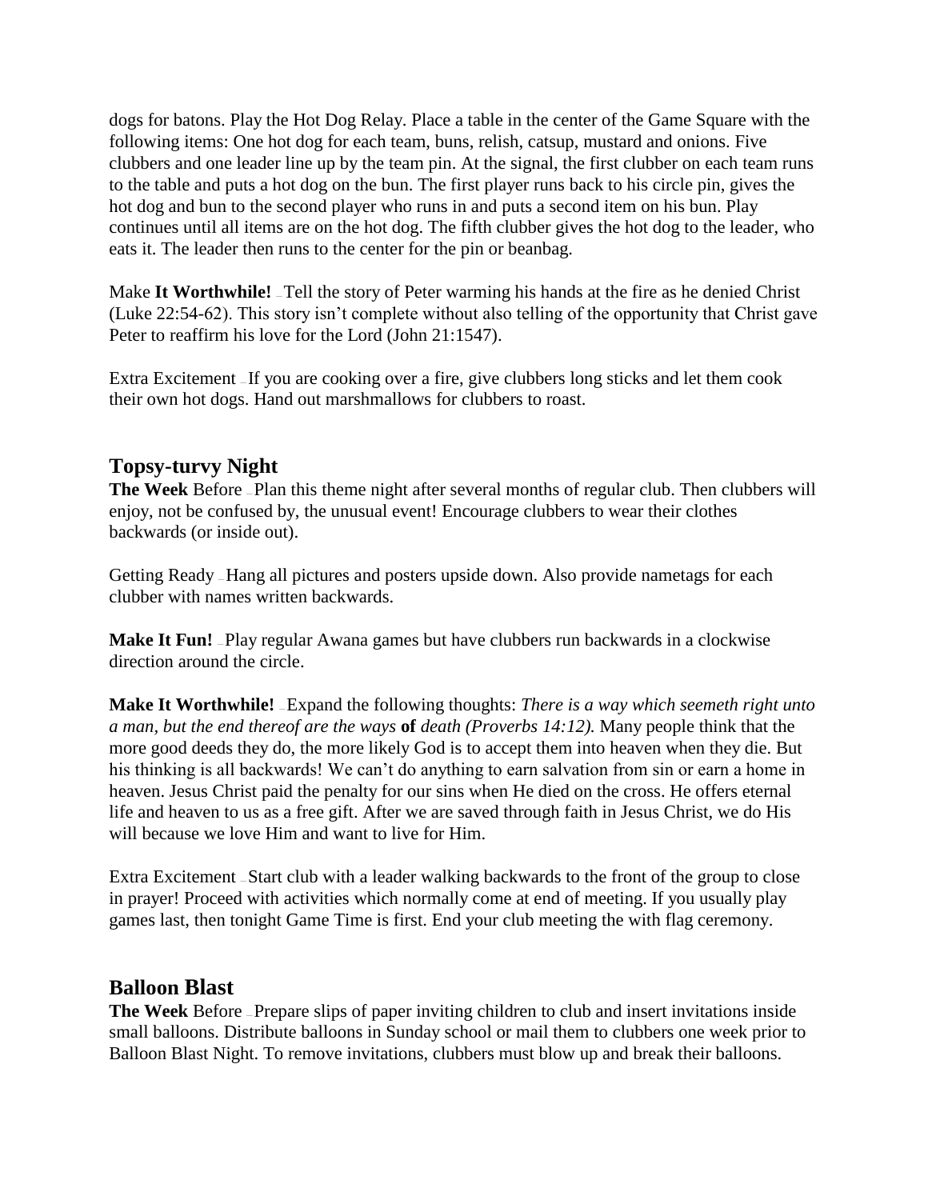dogs for batons. Play the Hot Dog Relay. Place a table in the center of the Game Square with the following items: One hot dog for each team, buns, relish, catsup, mustard and onions. Five clubbers and one leader line up by the team pin. At the signal, the first clubber on each team runs to the table and puts a hot dog on the bun. The first player runs back to his circle pin, gives the hot dog and bun to the second player who runs in and puts a second item on his bun. Play continues until all items are on the hot dog. The fifth clubber gives the hot dog to the leader, who eats it. The leader then runs to the center for the pin or beanbag.

Make **It Worthwhile!** – Tell the story of Peter warming his hands at the fire as he denied Christ (Luke 22:54-62). This story isn't complete without also telling of the opportunity that Christ gave Peter to reaffirm his love for the Lord (John 21:1547).

Extra Excitement – If you are cooking over a fire, give clubbers long sticks and let them cook their own hot dogs. Hand out marshmallows for clubbers to roast.

## Topsy-turvy Night

**The Week** Before – Plan this theme night after several months of regular club. Then clubbers will enjoy, not be confused by, the unusual event! Encourage clubbers to wear their clothes backwards (or inside out).

Getting Ready – Hang all pictures and posters upside down. Also provide nametags for each clubber with names written backwards.

**Make It Fun!** – Play regular Awana games but have clubbers run backwards in a clockwise direction around the circle.

**Make It Worthwhile!** – Expand the following thoughts: *There is a way which seemeth right unto a man, but the end thereof are the ways* **of** *death (Proverbs 14:12).* Many people think that the more good deeds they do, the more likely God is to accept them into heaven when they die. But his thinking is all backwards! We can't do anything to earn salvation from sin or earn a home in heaven. Jesus Christ paid the penalty for our sins when He died on the cross. He offers eternal life and heaven to us as a free gift. After we are saved through faith in Jesus Christ, we do His will because we love Him and want to live for Him.

Extra Excitement – Start club with a leader walking backwards to the front of the group to close in prayer! Proceed with activities which normally come at end of meeting. If you usually play games last, then tonight Game Time is first. End your club meeting the with flag ceremony.

## Balloon Blast

**The Week** Before – Prepare slips of paper inviting children to club and insert invitations inside small balloons. Distribute balloons in Sunday school or mail them to clubbers one week prior to Balloon Blast Night. To remove invitations, clubbers must blow up and break their balloons.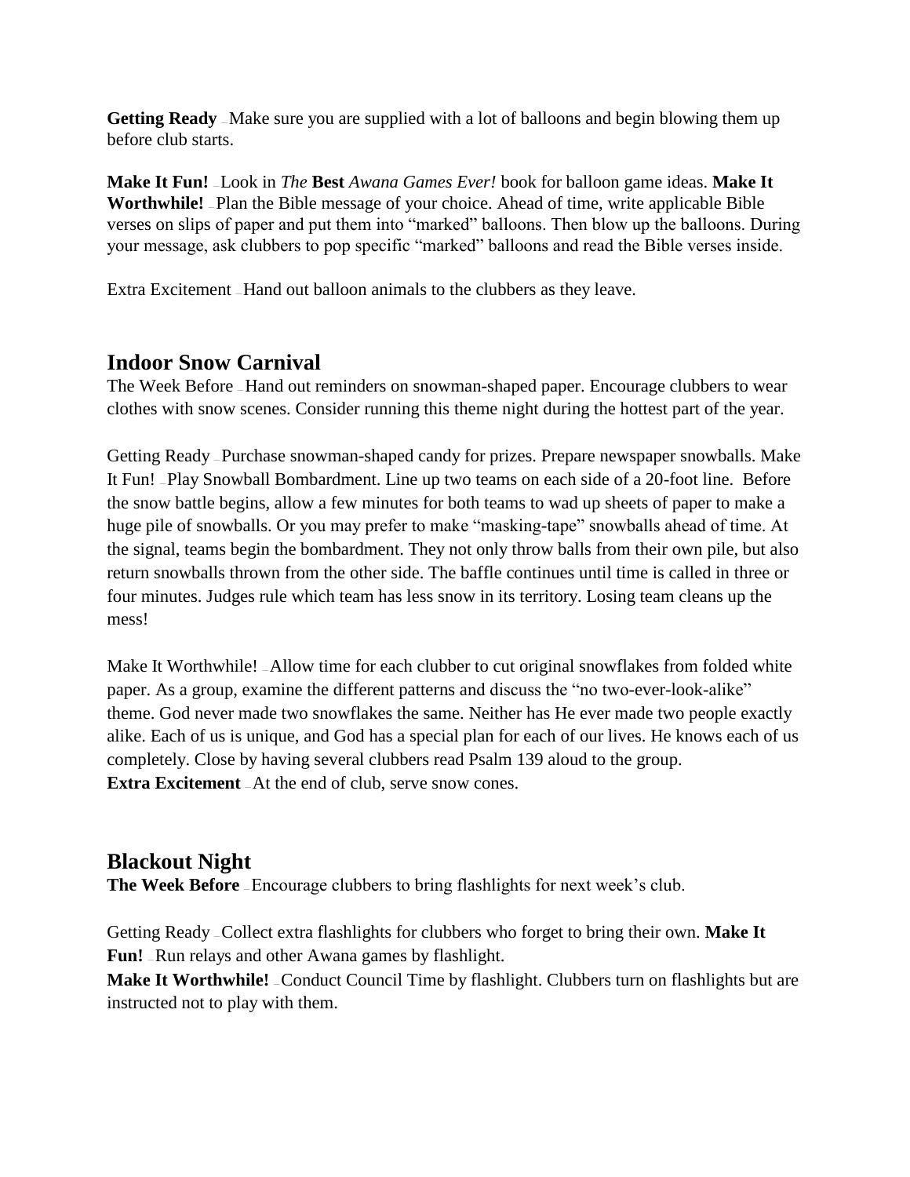**Getting Ready** – Make sure you are supplied with a lot of balloons and begin blowing them up before club starts.

**Make It Fun!** – Look in *The* **Best** *Awana Games Ever!* book for balloon game ideas. **Make It Worthwhile!** – Plan the Bible message of your choice. Ahead of time, write applicable Bible verses on slips of paper and put them into "marked" balloons. Then blow up the balloons. During your message, ask clubbers to pop specific "marked" balloons and read the Bible verses inside.

Extra Excitement – Hand out balloon animals to the clubbers as they leave.

## Indoor Snow Carnival

The Week Before – Hand out reminders on snowman-shaped paper. Encourage clubbers to wear clothes with snow scenes. Consider running this theme night during the hottest part of the year.

Getting Ready – Purchase snowman-shaped candy for prizes. Prepare newspaper snowballs. Make It Fun! – Play Snowball Bombardment. Line up two teams on each side of a 20-foot line. Before the snow battle begins, allow a few minutes for both teams to wad up sheets of paper to make a huge pile of snowballs. Or you may prefer to make "masking-tape" snowballs ahead of time. At the signal, teams begin the bombardment. They not only throw balls from their own pile, but also return snowballs thrown from the other side. The baffle continues until time is called in three or four minutes. Judges rule which team has less snow in its territory. Losing team cleans up the mess!

Make It Worthwhile! – Allow time for each clubber to cut original snowflakes from folded white paper. As a group, examine the different patterns and discuss the "no two-ever-look-alike" theme. God never made two snowflakes the same. Neither has He ever made two people exactly alike. Each of us is unique, and God has a special plan for each of our lives. He knows each of us completely. Close by having several clubbers read Psalm 139 aloud to the group.
**Extra Excitement** – At the end of club, serve snow cones.

## Blackout Night

**The Week Before** – Encourage clubbers to bring flashlights for next week's club.

Getting Ready – Collect extra flashlights for clubbers who forget to bring their own. **Make It Fun!** – Run relays and other Awana games by flashlight.
**Make It Worthwhile!** – Conduct Council Time by flashlight. Clubbers turn on flashlights but are instructed not to play with them.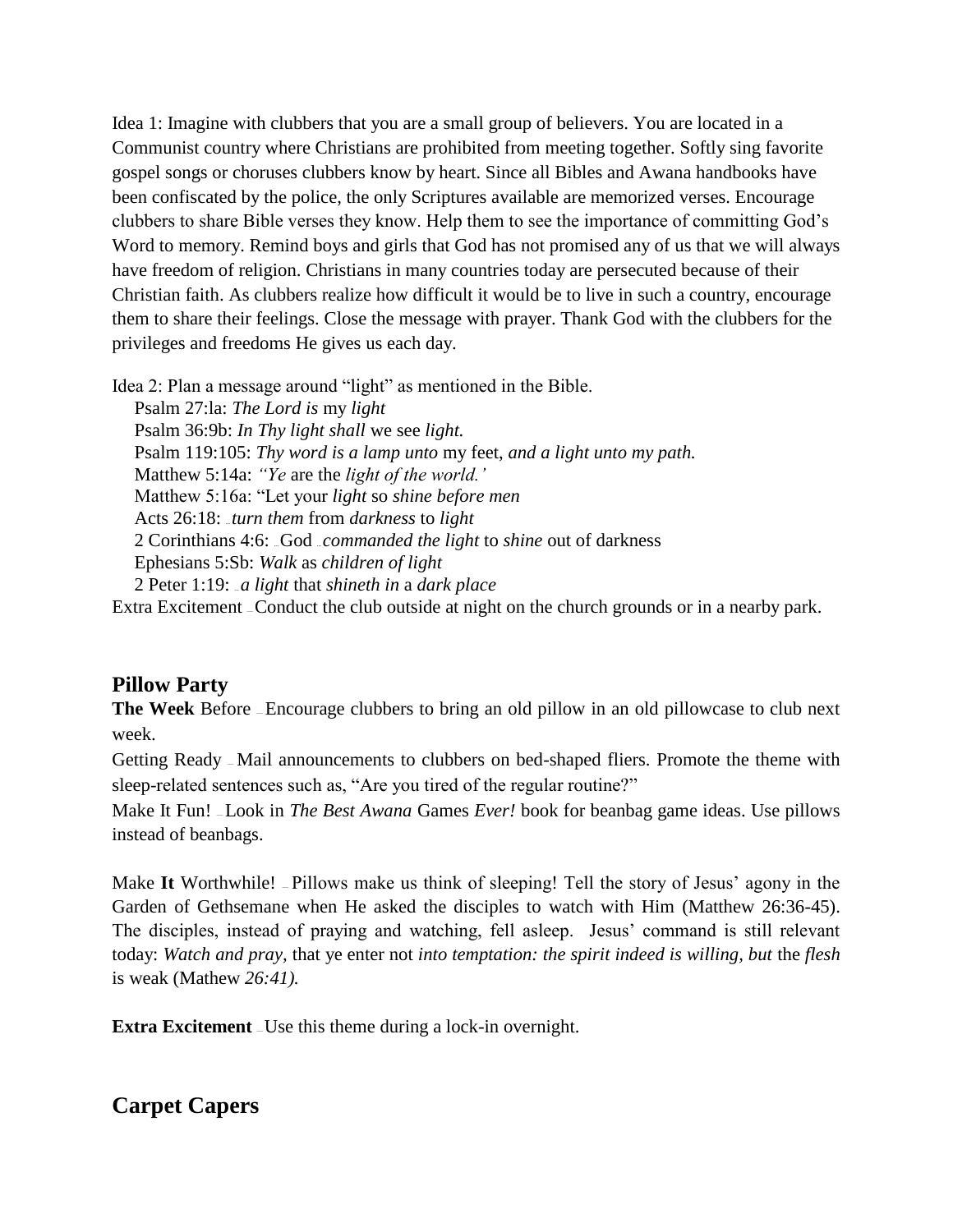Idea 1: Imagine with clubbers that you are a small group of believers. You are located in a Communist country where Christians are prohibited from meeting together. Softly sing favorite gospel songs or choruses clubbers know by heart. Since all Bibles and Awana handbooks have been confiscated by the police, the only Scriptures available are memorized verses. Encourage clubbers to share Bible verses they know. Help them to see the importance of committing God's Word to memory. Remind boys and girls that God has not promised any of us that we will always have freedom of religion. Christians in many countries today are persecuted because of their Christian faith. As clubbers realize how difficult it would be to live in such a country, encourage them to share their feelings. Close the message with prayer. Thank God with the clubbers for the privileges and freedoms He gives us each day.

Idea 2: Plan a message around "light" as mentioned in the Bible.

Psalm 27:la: *The Lord is* my *light*
Psalm 36:9b: *In Thy light shall* we see *light.*
Psalm 119:105: *Thy word is a lamp unto* my feet, *and a light unto my path.*
Matthew 5:14a: *"Ye* are the *light of the world.'*
Matthew 5:16a: "Let your *light* so *shine before men*
Acts 26:18: *turn them* from *darkness* to *light*
2 Corinthians 4:6: God *commanded the light* to *shine* out of darkness
Ephesians 5:Sb: *Walk* as *children of light*
2 Peter 1:19: *a light* that *shineth in* a *dark place*

Extra Excitement Conduct the club outside at night on the church grounds or in a nearby park.

## Pillow Party

**The Week** Before Encourage clubbers to bring an old pillow in an old pillowcase to club next week.

Getting Ready Mail announcements to clubbers on bed-shaped fliers. Promote the theme with sleep-related sentences such as, "Are you tired of the regular routine?"

Make It Fun! Look in *The Best Awana* Games *Ever!* book for beanbag game ideas. Use pillows instead of beanbags.

Make **It** Worthwhile! Pillows make us think of sleeping! Tell the story of Jesus' agony in the Garden of Gethsemane when He asked the disciples to watch with Him (Matthew 26:36-45). The disciples, instead of praying and watching, fell asleep. Jesus' command is still relevant today: *Watch and pray,* that ye enter not *into temptation: the spirit indeed is willing, but* the *flesh* is weak (Mathew *26:41).*

**Extra Excitement** Use this theme during a lock-in overnight.

## Carpet Capers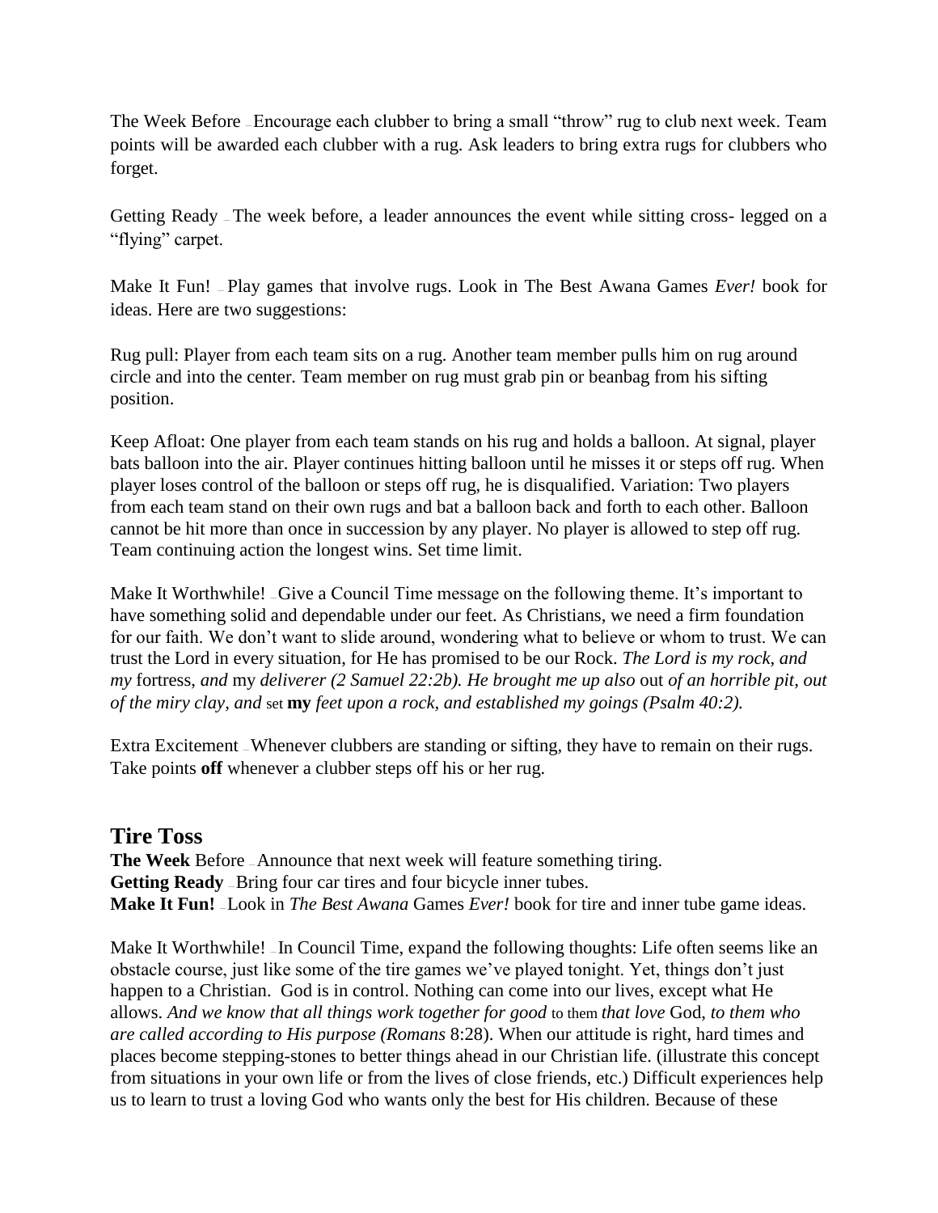The Week Before – Encourage each clubber to bring a small "throw" rug to club next week. Team points will be awarded each clubber with a rug. Ask leaders to bring extra rugs for clubbers who forget.

Getting Ready – The week before, a leader announces the event while sitting cross- legged on a "flying" carpet.

Make It Fun! – Play games that involve rugs. Look in The Best Awana Games *Ever!* book for ideas. Here are two suggestions:

Rug pull: Player from each team sits on a rug. Another team member pulls him on rug around circle and into the center. Team member on rug must grab pin or beanbag from his sifting position.

Keep Afloat: One player from each team stands on his rug and holds a balloon. At signal, player bats balloon into the air. Player continues hitting balloon until he misses it or steps off rug. When player loses control of the balloon or steps off rug, he is disqualified. Variation: Two players from each team stand on their own rugs and bat a balloon back and forth to each other. Balloon cannot be hit more than once in succession by any player. No player is allowed to step off rug. Team continuing action the longest wins. Set time limit.

Make It Worthwhile! – Give a Council Time message on the following theme. It's important to have something solid and dependable under our feet. As Christians, we need a firm foundation for our faith. We don't want to slide around, wondering what to believe or whom to trust. We can trust the Lord in every situation, for He has promised to be our Rock. *The Lord is my rock, and my* fortress, *and* my *deliverer (2 Samuel 22:2b). He brought me up also* out *of an horrible pit, out of the miry clay, and* set **my** *feet upon a rock, and established my goings (Psalm 40:2).*

Extra Excitement – Whenever clubbers are standing or sifting, they have to remain on their rugs. Take points **off** whenever a clubber steps off his or her rug.

## Tire Toss

**The Week** Before – Announce that next week will feature something tiring.
**Getting Ready** – Bring four car tires and four bicycle inner tubes.
**Make It Fun!** – Look in *The Best Awana* Games *Ever!* book for tire and inner tube game ideas.

Make It Worthwhile! – In Council Time, expand the following thoughts: Life often seems like an obstacle course, just like some of the tire games we've played tonight. Yet, things don't just happen to a Christian. God is in control. Nothing can come into our lives, except what He allows. *And we know that all things work together for good* to them *that love* God, *to them who are called according to His purpose (Romans* 8:28). When our attitude is right, hard times and places become stepping-stones to better things ahead in our Christian life. (illustrate this concept from situations in your own life or from the lives of close friends, etc.) Difficult experiences help us to learn to trust a loving God who wants only the best for His children. Because of these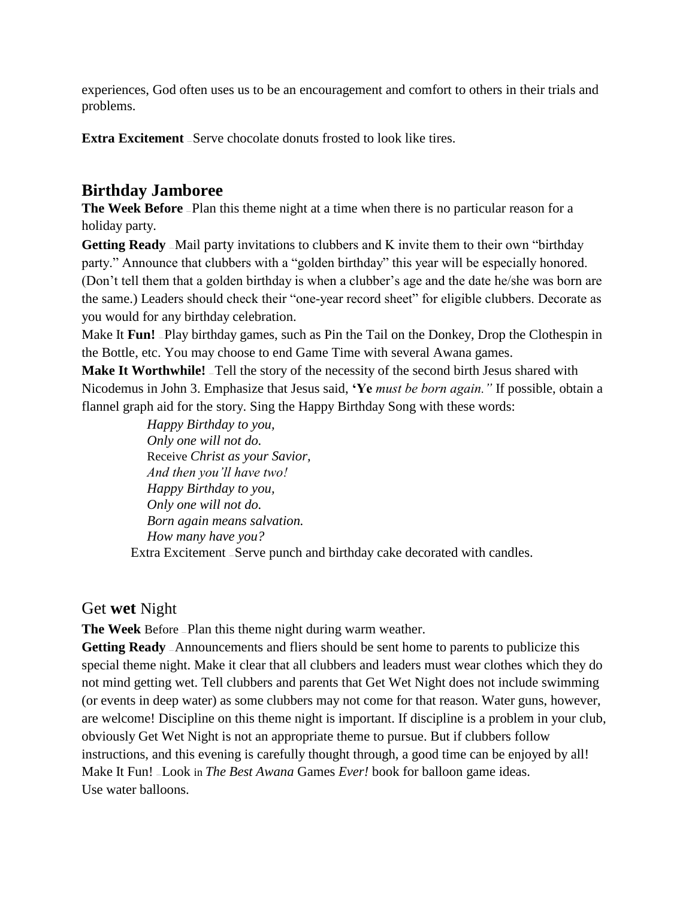experiences, God often uses us to be an encouragement and comfort to others in their trials and problems.

**Extra Excitement** – Serve chocolate donuts frosted to look like tires.

## Birthday Jamboree

**The Week Before** – Plan this theme night at a time when there is no particular reason for a holiday party.

**Getting Ready** – Mail party invitations to clubbers and K invite them to their own "birthday party." Announce that clubbers with a "golden birthday" this year will be especially honored. (Don't tell them that a golden birthday is when a clubber's age and the date he/she was born are the same.) Leaders should check their "one-year record sheet" for eligible clubbers. Decorate as you would for any birthday celebration.

Make It **Fun!** – Play birthday games, such as Pin the Tail on the Donkey, Drop the Clothespin in the Bottle, etc. You may choose to end Game Time with several Awana games.

**Make It Worthwhile!** – Tell the story of the necessity of the second birth Jesus shared with Nicodemus in John 3. Emphasize that Jesus said, **'Ye** *must be born again."* If possible, obtain a flannel graph aid for the story. Sing the Happy Birthday Song with these words:

> *Happy Birthday to you,*
> *Only one will not do.*
> Receive *Christ as your Savior,*
> *And then you'll have two!*
> *Happy Birthday to you,*
> *Only one will not do.*
> *Born again means salvation.*
> *How many have you?*

Extra Excitement – Serve punch and birthday cake decorated with candles.

## Get **wet** Night

**The Week** Before – Plan this theme night during warm weather.

**Getting Ready** – Announcements and fliers should be sent home to parents to publicize this special theme night. Make it clear that all clubbers and leaders must wear clothes which they do not mind getting wet. Tell clubbers and parents that Get Wet Night does not include swimming (or events in deep water) as some clubbers may not come for that reason. Water guns, however, are welcome! Discipline on this theme night is important. If discipline is a problem in your club, obviously Get Wet Night is not an appropriate theme to pursue. But if clubbers follow instructions, and this evening is carefully thought through, a good time can be enjoyed by all!

Make It Fun! – Look in *The Best Awana* Games *Ever!* book for balloon game ideas.
Use water balloons.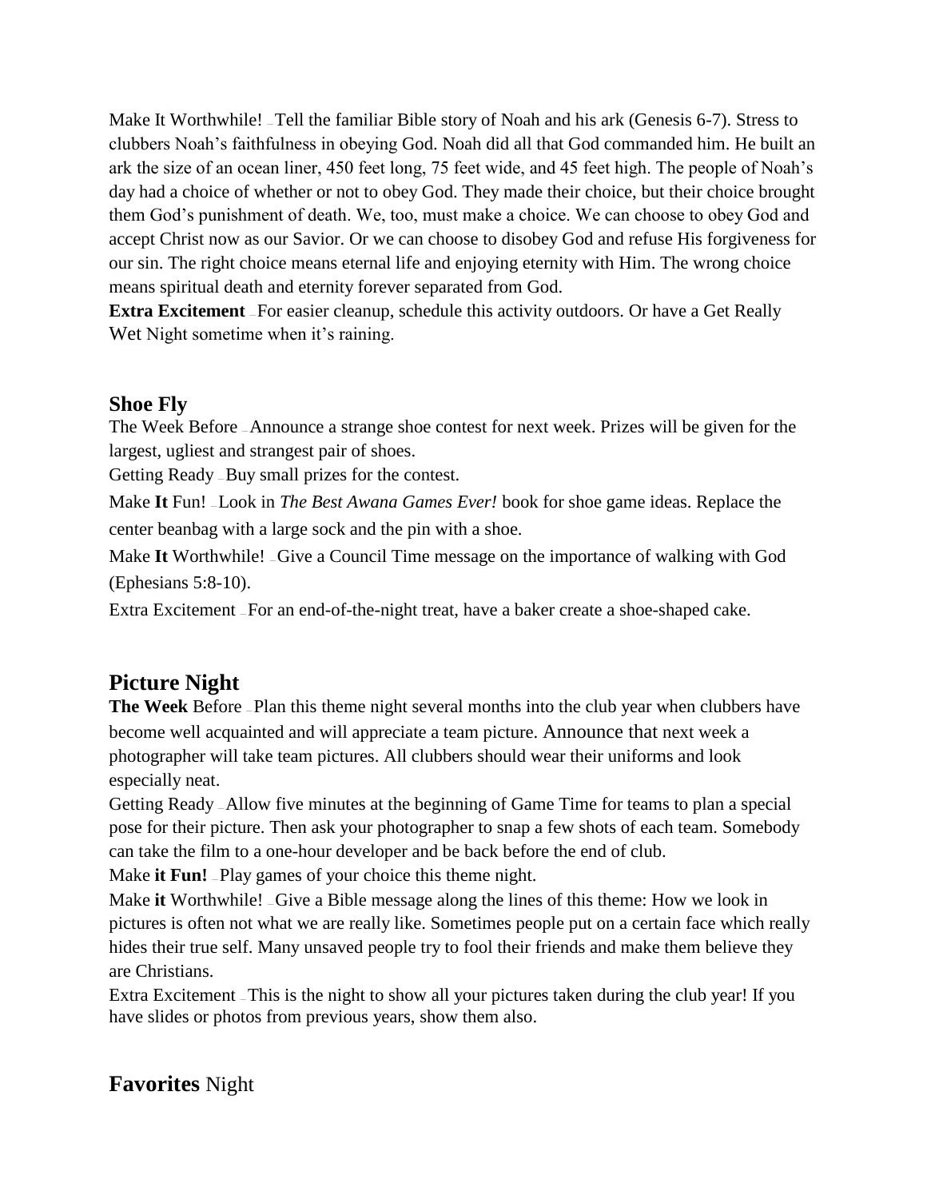Make It Worthwhile! – Tell the familiar Bible story of Noah and his ark (Genesis 6-7). Stress to clubbers Noah's faithfulness in obeying God. Noah did all that God commanded him. He built an ark the size of an ocean liner, 450 feet long, 75 feet wide, and 45 feet high. The people of Noah's day had a choice of whether or not to obey God. They made their choice, but their choice brought them God's punishment of death. We, too, must make a choice. We can choose to obey God and accept Christ now as our Savior. Or we can choose to disobey God and refuse His forgiveness for our sin. The right choice means eternal life and enjoying eternity with Him. The wrong choice means spiritual death and eternity forever separated from God.

**Extra Excitement** – For easier cleanup, schedule this activity outdoors. Or have a Get Really Wet Night sometime when it's raining.

### Shoe Fly

The Week Before – Announce a strange shoe contest for next week. Prizes will be given for the largest, ugliest and strangest pair of shoes.

Getting Ready – Buy small prizes for the contest.

Make **It** Fun! – Look in *The Best Awana Games Ever!* book for shoe game ideas. Replace the center beanbag with a large sock and the pin with a shoe.

Make **It** Worthwhile! – Give a Council Time message on the importance of walking with God (Ephesians 5:8-10).

Extra Excitement – For an end-of-the-night treat, have a baker create a shoe-shaped cake.

## Picture Night

**The Week** Before – Plan this theme night several months into the club year when clubbers have become well acquainted and will appreciate a team picture. Announce that next week a photographer will take team pictures. All clubbers should wear their uniforms and look especially neat.

Getting Ready – Allow five minutes at the beginning of Game Time for teams to plan a special pose for their picture. Then ask your photographer to snap a few shots of each team. Somebody can take the film to a one-hour developer and be back before the end of club.

Make **it Fun!** – Play games of your choice this theme night.

Make **it** Worthwhile! – Give a Bible message along the lines of this theme: How we look in pictures is often not what we are really like. Sometimes people put on a certain face which really hides their true self. Many unsaved people try to fool their friends and make them believe they are Christians.

Extra Excitement – This is the night to show all your pictures taken during the club year! If you have slides or photos from previous years, show them also.

## **Favorites** Night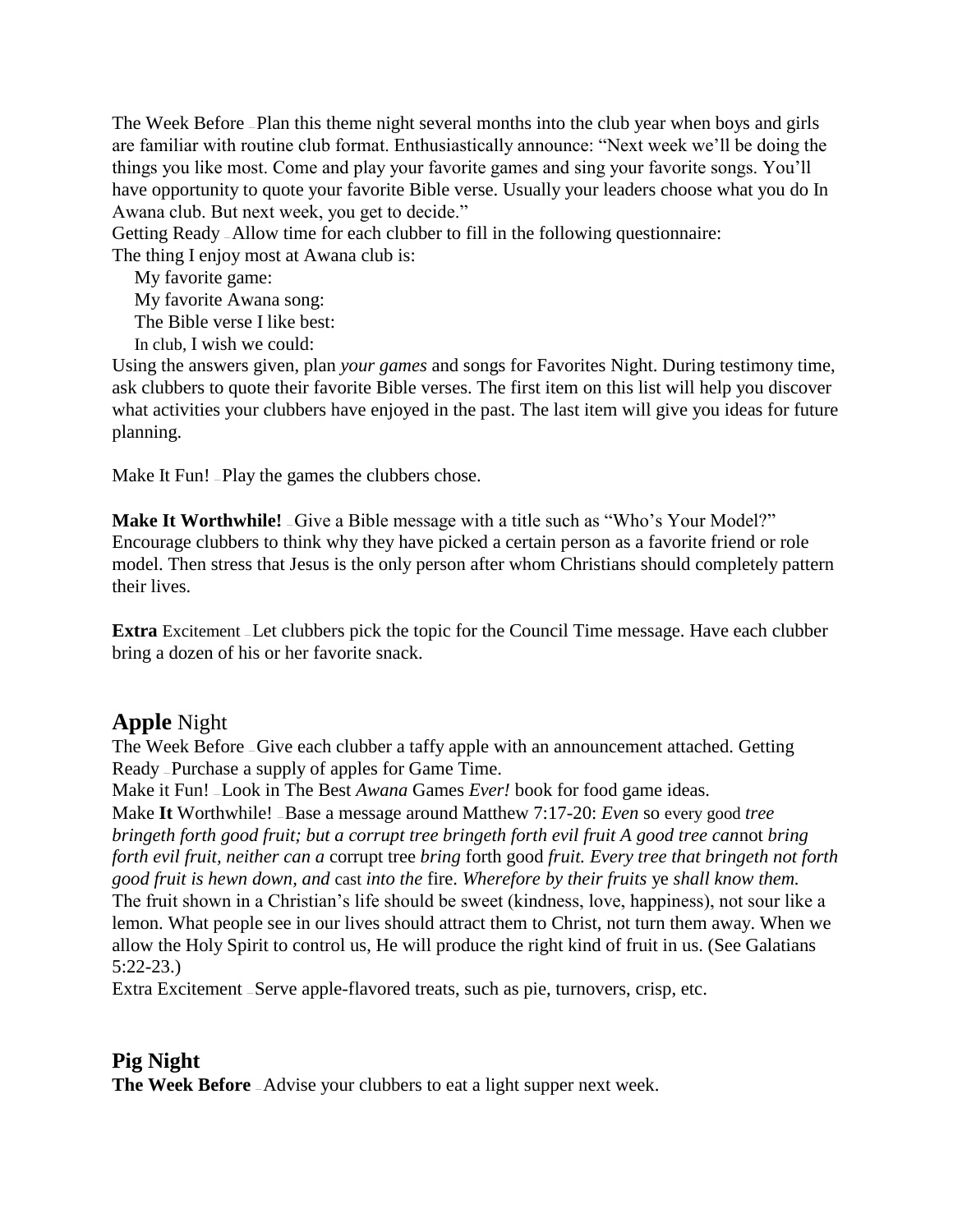The Week Before – Plan this theme night several months into the club year when boys and girls are familiar with routine club format. Enthusiastically announce: "Next week we'll be doing the things you like most. Come and play your favorite games and sing your favorite songs. You'll have opportunity to quote your favorite Bible verse. Usually your leaders choose what you do In Awana club. But next week, you get to decide."

Getting Ready – Allow time for each clubber to fill in the following questionnaire:

The thing I enjoy most at Awana club is:

My favorite game:

My favorite Awana song:

The Bible verse I like best:

In club, I wish we could:

Using the answers given, plan *your games* and songs for Favorites Night. During testimony time, ask clubbers to quote their favorite Bible verses. The first item on this list will help you discover what activities your clubbers have enjoyed in the past. The last item will give you ideas for future planning.

Make It Fun! – Play the games the clubbers chose.

**Make It Worthwhile!** – Give a Bible message with a title such as "Who's Your Model?" Encourage clubbers to think why they have picked a certain person as a favorite friend or role model. Then stress that Jesus is the only person after whom Christians should completely pattern their lives.

**Extra** Excitement – Let clubbers pick the topic for the Council Time message. Have each clubber bring a dozen of his or her favorite snack.

## **Apple** Night

The Week Before – Give each clubber a taffy apple with an announcement attached. Getting Ready – Purchase a supply of apples for Game Time.

Make it Fun! – Look in The Best *Awana* Games *Ever!* book for food game ideas.

Make **It** Worthwhile! – Base a message around Matthew 7:17-20: *Even* so every good *tree bringeth forth good fruit; but a corrupt tree bringeth forth evil fruit A good tree can*not *bring forth evil fruit, neither can a* corrupt tree *bring* forth good *fruit. Every tree that bringeth not forth good fruit is hewn down, and* cast *into the* fire. *Wherefore by their fruits* ye *shall know them.* The fruit shown in a Christian's life should be sweet (kindness, love, happiness), not sour like a lemon. What people see in our lives should attract them to Christ, not turn them away. When we allow the Holy Spirit to control us, He will produce the right kind of fruit in us. (See Galatians 5:22-23.)

Extra Excitement – Serve apple-flavored treats, such as pie, turnovers, crisp, etc.

## **Pig Night**

**The Week Before** – Advise your clubbers to eat a light supper next week.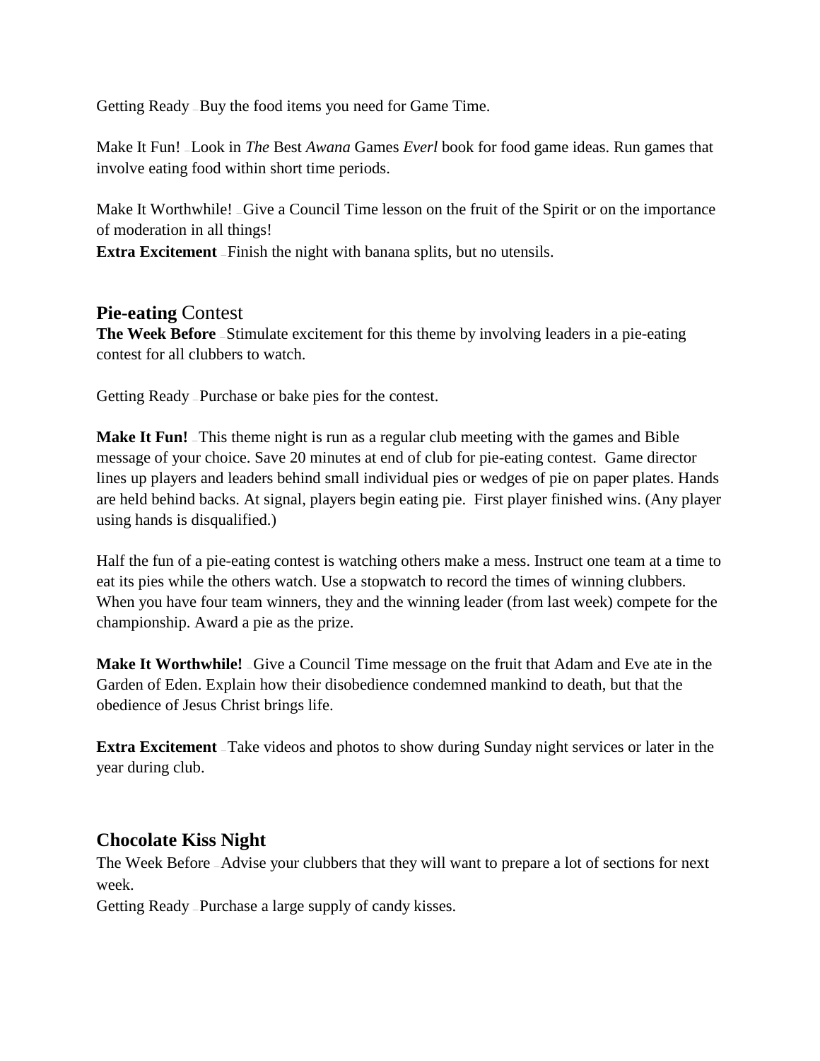Getting Ready – Buy the food items you need for Game Time.

Make It Fun! – Look in *The* Best *Awana* Games *Everl* book for food game ideas. Run games that involve eating food within short time periods.

Make It Worthwhile! – Give a Council Time lesson on the fruit of the Spirit or on the importance of moderation in all things!
**Extra Excitement** – Finish the night with banana splits, but no utensils.

## **Pie-eating** Contest

**The Week Before** – Stimulate excitement for this theme by involving leaders in a pie-eating contest for all clubbers to watch.

Getting Ready – Purchase or bake pies for the contest.

**Make It Fun!** – This theme night is run as a regular club meeting with the games and Bible message of your choice. Save 20 minutes at end of club for pie-eating contest. Game director lines up players and leaders behind small individual pies or wedges of pie on paper plates. Hands are held behind backs. At signal, players begin eating pie. First player finished wins. (Any player using hands is disqualified.)

Half the fun of a pie-eating contest is watching others make a mess. Instruct one team at a time to eat its pies while the others watch. Use a stopwatch to record the times of winning clubbers. When you have four team winners, they and the winning leader (from last week) compete for the championship. Award a pie as the prize.

**Make It Worthwhile!** – Give a Council Time message on the fruit that Adam and Eve ate in the Garden of Eden. Explain how their disobedience condemned mankind to death, but that the obedience of Jesus Christ brings life.

**Extra Excitement** – Take videos and photos to show during Sunday night services or later in the year during club.

## **Chocolate Kiss Night**

The Week Before – Advise your clubbers that they will want to prepare a lot of sections for next week.
Getting Ready – Purchase a large supply of candy kisses.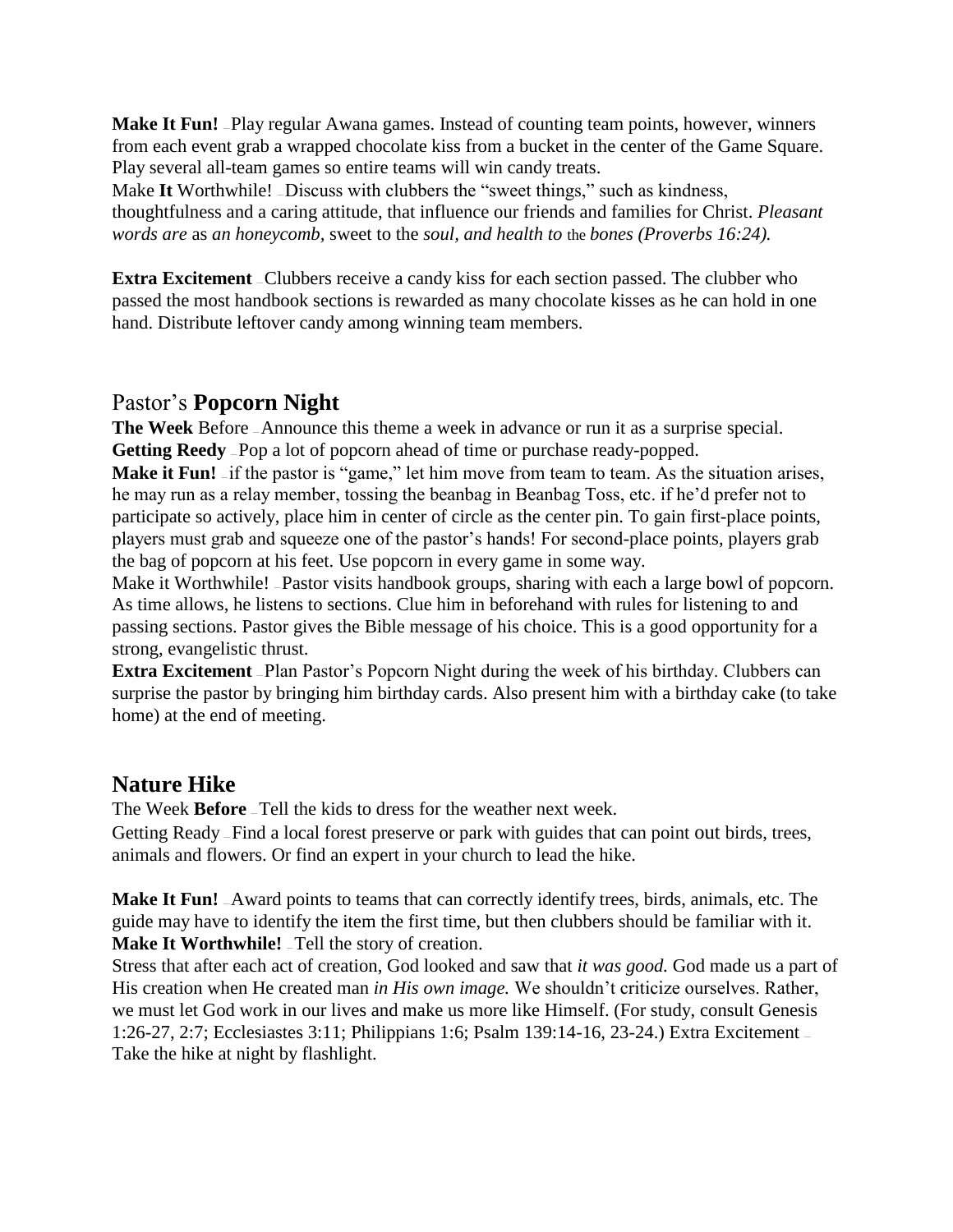**Make It Fun!** – Play regular Awana games. Instead of counting team points, however, winners from each event grab a wrapped chocolate kiss from a bucket in the center of the Game Square. Play several all-team games so entire teams will win candy treats.

Make **It** Worthwhile! – Discuss with clubbers the "sweet things," such as kindness, thoughtfulness and a caring attitude, that influence our friends and families for Christ. *Pleasant words are* as *an honeycomb,* sweet to the *soul, and health to* the *bones (Proverbs 16:24).*

**Extra Excitement** – Clubbers receive a candy kiss for each section passed. The clubber who passed the most handbook sections is rewarded as many chocolate kisses as he can hold in one hand. Distribute leftover candy among winning team members.

## Pastor's **Popcorn Night**

**The Week** Before – Announce this theme a week in advance or run it as a surprise special.

**Getting Reedy** – Pop a lot of popcorn ahead of time or purchase ready-popped.

**Make it Fun!** – if the pastor is "game," let him move from team to team. As the situation arises, he may run as a relay member, tossing the beanbag in Beanbag Toss, etc. if he'd prefer not to participate so actively, place him in center of circle as the center pin. To gain first-place points, players must grab and squeeze one of the pastor's hands! For second-place points, players grab the bag of popcorn at his feet. Use popcorn in every game in some way.

Make it Worthwhile! – Pastor visits handbook groups, sharing with each a large bowl of popcorn. As time allows, he listens to sections. Clue him in beforehand with rules for listening to and passing sections. Pastor gives the Bible message of his choice. This is a good opportunity for a strong, evangelistic thrust.

**Extra Excitement** – Plan Pastor's Popcorn Night during the week of his birthday. Clubbers can surprise the pastor by bringing him birthday cards. Also present him with a birthday cake (to take home) at the end of meeting.

## **Nature Hike**

The Week **Before** – Tell the kids to dress for the weather next week.

Getting Ready – Find a local forest preserve or park with guides that can point out birds, trees, animals and flowers. Or find an expert in your church to lead the hike.

**Make It Fun!** – Award points to teams that can correctly identify trees, birds, animals, etc. The guide may have to identify the item the first time, but then clubbers should be familiar with it.

**Make It Worthwhile!** – Tell the story of creation.

Stress that after each act of creation, God looked and saw that *it was good.* God made us a part of His creation when He created man *in His own image.* We shouldn't criticize ourselves. Rather, we must let God work in our lives and make us more like Himself. (For study, consult Genesis 1:26-27, 2:7; Ecclesiastes 3:11; Philippians 1:6; Psalm 139:14-16, 23-24.) Extra Excitement – Take the hike at night by flashlight.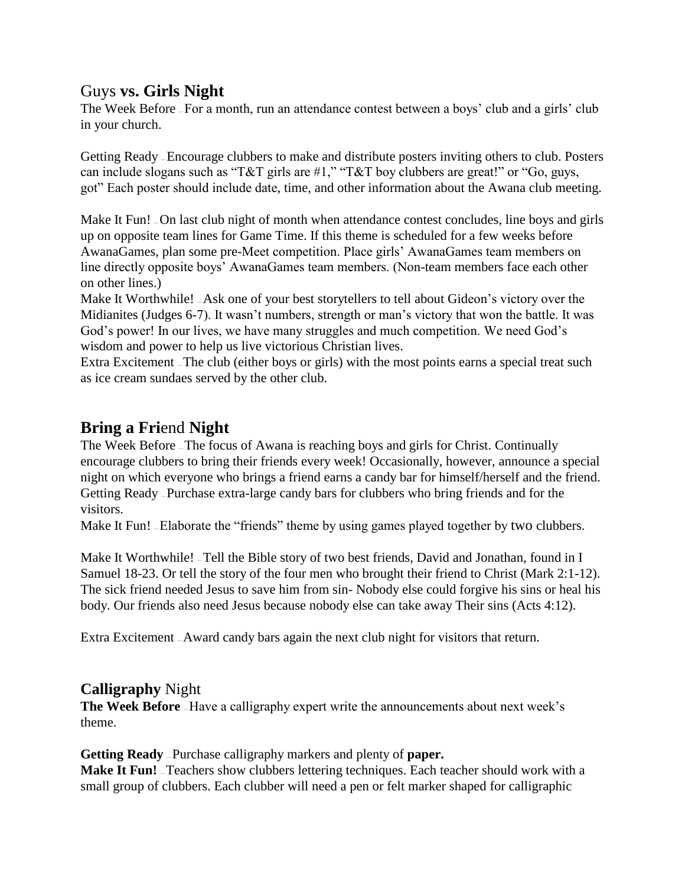## Guys **vs. Girls Night**

The Week Before – For a month, run an attendance contest between a boys' club and a girls' club in your church.

Getting Ready – Encourage clubbers to make and distribute posters inviting others to club. Posters can include slogans such as "T&T girls are #1," "T&T boy clubbers are great!" or "Go, guys, got" Each poster should include date, time, and other information about the Awana club meeting.

Make It Fun! – On last club night of month when attendance contest concludes, line boys and girls up on opposite team lines for Game Time. If this theme is scheduled for a few weeks before AwanaGames, plan some pre-Meet competition. Place girls' AwanaGames team members on line directly opposite boys' AwanaGames team members. (Non-team members face each other on other lines.)

Make It Worthwhile! – Ask one of your best storytellers to tell about Gideon's victory over the Midianites (Judges 6-7). It wasn't numbers, strength or man's victory that won the battle. It was God's power! In our lives, we have many struggles and much competition. We need God's wisdom and power to help us live victorious Christian lives.

Extra Excitement – The club (either boys or girls) with the most points earns a special treat such as ice cream sundaes served by the other club.

## **Bring a Fri**end **Night**

The Week Before – The focus of Awana is reaching boys and girls for Christ. Continually encourage clubbers to bring their friends every week! Occasionally, however, announce a special night on which everyone who brings a friend earns a candy bar for himself/herself and the friend.

Getting Ready – Purchase extra-large candy bars for clubbers who bring friends and for the visitors.

Make It Fun! – Elaborate the "friends" theme by using games played together by two clubbers.

Make It Worthwhile! – Tell the Bible story of two best friends, David and Jonathan, found in I Samuel 18-23. Or tell the story of the four men who brought their friend to Christ (Mark 2:1-12). The sick friend needed Jesus to save him from sin- Nobody else could forgive his sins or heal his body. Our friends also need Jesus because nobody else can take away Their sins (Acts 4:12).

Extra Excitement – Award candy bars again the next club night for visitors that return.

## **Calligraphy** Night

**The Week Before** – Have a calligraphy expert write the announcements about next week's theme.

**Getting Ready** – Purchase calligraphy markers and plenty of **paper.**

**Make It Fun!** – Teachers show clubbers lettering techniques. Each teacher should work with a small group of clubbers. Each clubber will need a pen or felt marker shaped for calligraphic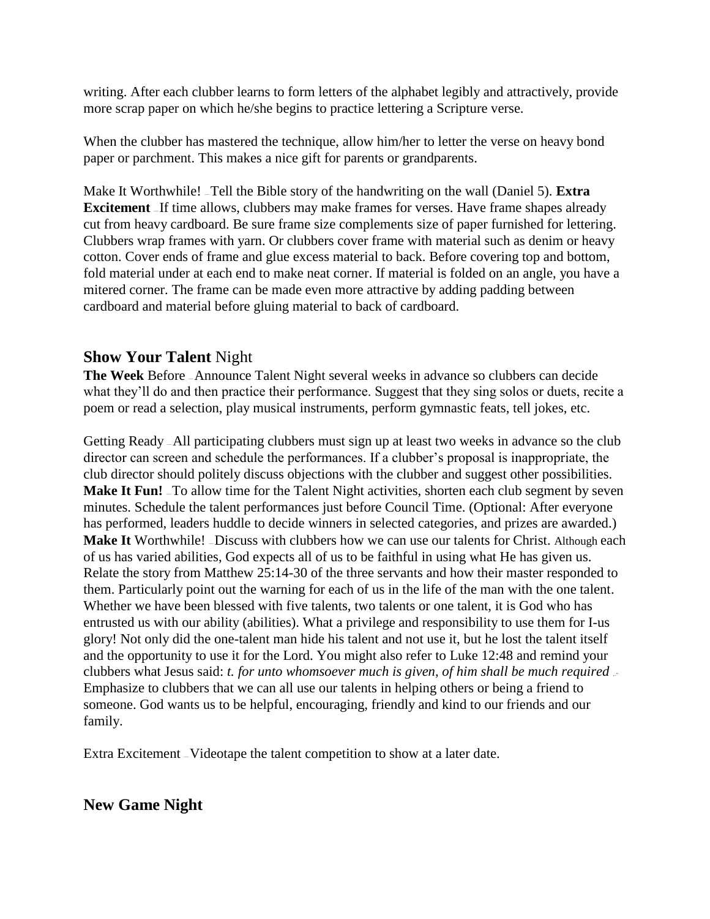writing. After each clubber learns to form letters of the alphabet legibly and attractively, provide more scrap paper on which he/she begins to practice lettering a Scripture verse.

When the clubber has mastered the technique, allow him/her to letter the verse on heavy bond paper or parchment. This makes a nice gift for parents or grandparents.

Make It Worthwhile! – Tell the Bible story of the handwriting on the wall (Daniel 5). **Extra Excitement** – If time allows, clubbers may make frames for verses. Have frame shapes already cut from heavy cardboard. Be sure frame size complements size of paper furnished for lettering. Clubbers wrap frames with yarn. Or clubbers cover frame with material such as denim or heavy cotton. Cover ends of frame and glue excess material to back. Before covering top and bottom, fold material under at each end to make neat corner. If material is folded on an angle, you have a mitered corner. The frame can be made even more attractive by adding padding between cardboard and material before gluing material to back of cardboard.

## **Show Your Talent** Night

**The Week** Before – Announce Talent Night several weeks in advance so clubbers can decide what they'll do and then practice their performance. Suggest that they sing solos or duets, recite a poem or read a selection, play musical instruments, perform gymnastic feats, tell jokes, etc.

Getting Ready – All participating clubbers must sign up at least two weeks in advance so the club director can screen and schedule the performances. If a clubber's proposal is inappropriate, the club director should politely discuss objections with the clubber and suggest other possibilities. **Make It Fun!** – To allow time for the Talent Night activities, shorten each club segment by seven minutes. Schedule the talent performances just before Council Time. (Optional: After everyone has performed, leaders huddle to decide winners in selected categories, and prizes are awarded.) **Make It** Worthwhile! – Discuss with clubbers how we can use our talents for Christ. Although each of us has varied abilities, God expects all of us to be faithful in using what He has given us. Relate the story from Matthew 25:14-30 of the three servants and how their master responded to them. Particularly point out the warning for each of us in the life of the man with the one talent. Whether we have been blessed with five talents, two talents or one talent, it is God who has entrusted us with our ability (abilities). What a privilege and responsibility to use them for I-us glory! Not only did the one-talent man hide his talent and not use it, but he lost the talent itself and the opportunity to use it for the Lord. You might also refer to Luke 12:48 and remind your clubbers what Jesus said: *t. for unto whomsoever much is given, of him shall be much required* – Emphasize to clubbers that we can all use our talents in helping others or being a friend to someone. God wants us to be helpful, encouraging, friendly and kind to our friends and our family.

Extra Excitement – Videotape the talent competition to show at a later date.

## New Game Night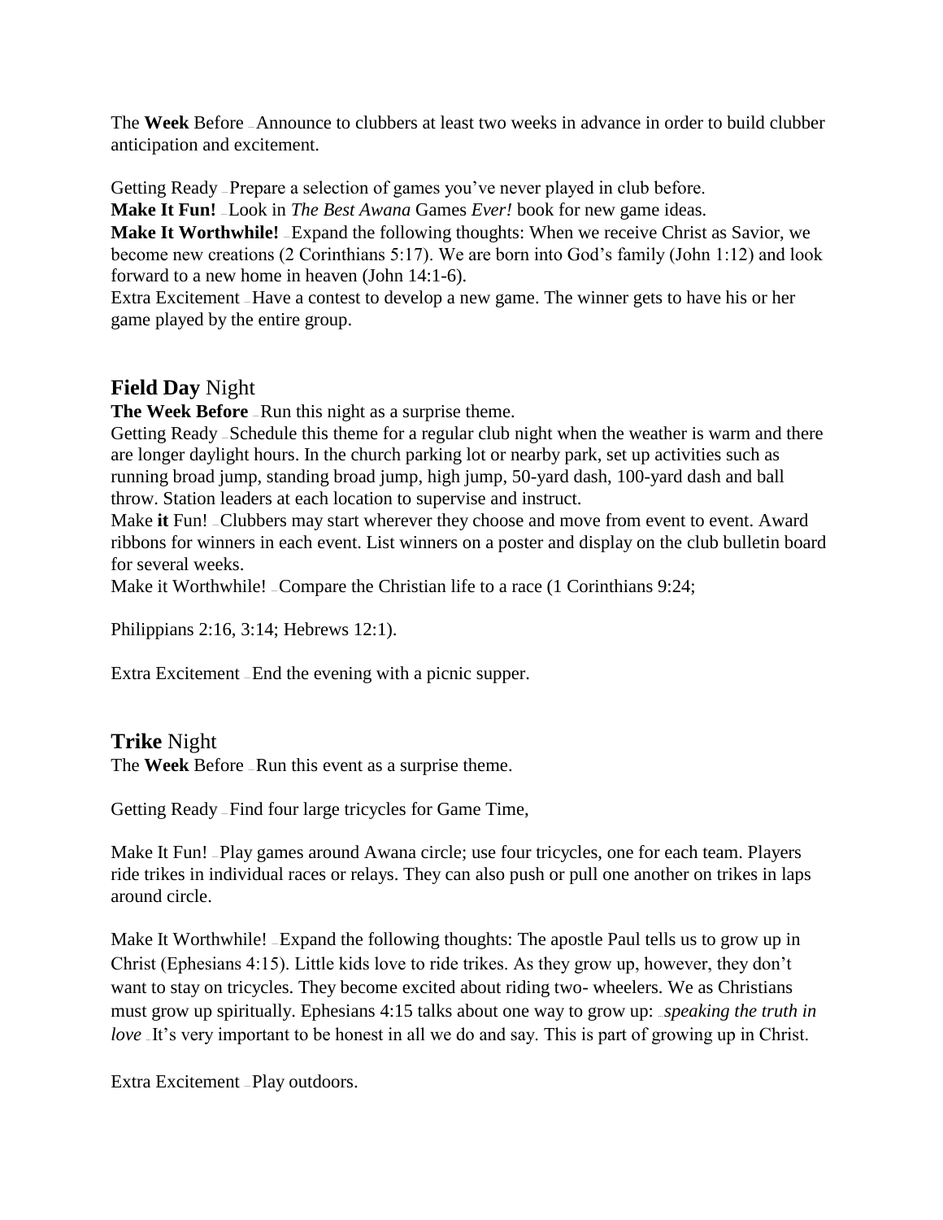The **Week** Before – Announce to clubbers at least two weeks in advance in order to build clubber anticipation and excitement.

Getting Ready – Prepare a selection of games you've never played in club before.
**Make It Fun!** – Look in *The Best Awana* Games *Ever!* book for new game ideas.
**Make It Worthwhile!** – Expand the following thoughts: When we receive Christ as Savior, we become new creations (2 Corinthians 5:17). We are born into God's family (John 1:12) and look forward to a new home in heaven (John 14:1-6).
Extra Excitement – Have a contest to develop a new game. The winner gets to have his or her game played by the entire group.

## **Field Day** Night

**The Week Before** – Run this night as a surprise theme.
Getting Ready – Schedule this theme for a regular club night when the weather is warm and there are longer daylight hours. In the church parking lot or nearby park, set up activities such as running broad jump, standing broad jump, high jump, 50-yard dash, 100-yard dash and ball throw. Station leaders at each location to supervise and instruct.
Make **it** Fun! – Clubbers may start wherever they choose and move from event to event. Award ribbons for winners in each event. List winners on a poster and display on the club bulletin board for several weeks.
Make it Worthwhile! – Compare the Christian life to a race (1 Corinthians 9:24;

Philippians 2:16, 3:14; Hebrews 12:1).

Extra Excitement – End the evening with a picnic supper.

## **Trike** Night

The **Week** Before – Run this event as a surprise theme.

Getting Ready – Find four large tricycles for Game Time,

Make It Fun! – Play games around Awana circle; use four tricycles, one for each team. Players ride trikes in individual races or relays. They can also push or pull one another on trikes in laps around circle.

Make It Worthwhile! – Expand the following thoughts: The apostle Paul tells us to grow up in Christ (Ephesians 4:15). Little kids love to ride trikes. As they grow up, however, they don't want to stay on tricycles. They become excited about riding two- wheelers. We as Christians must grow up spiritually. Ephesians 4:15 talks about one way to grow up: –*speaking the truth in love* – It's very important to be honest in all we do and say. This is part of growing up in Christ.

Extra Excitement – Play outdoors.